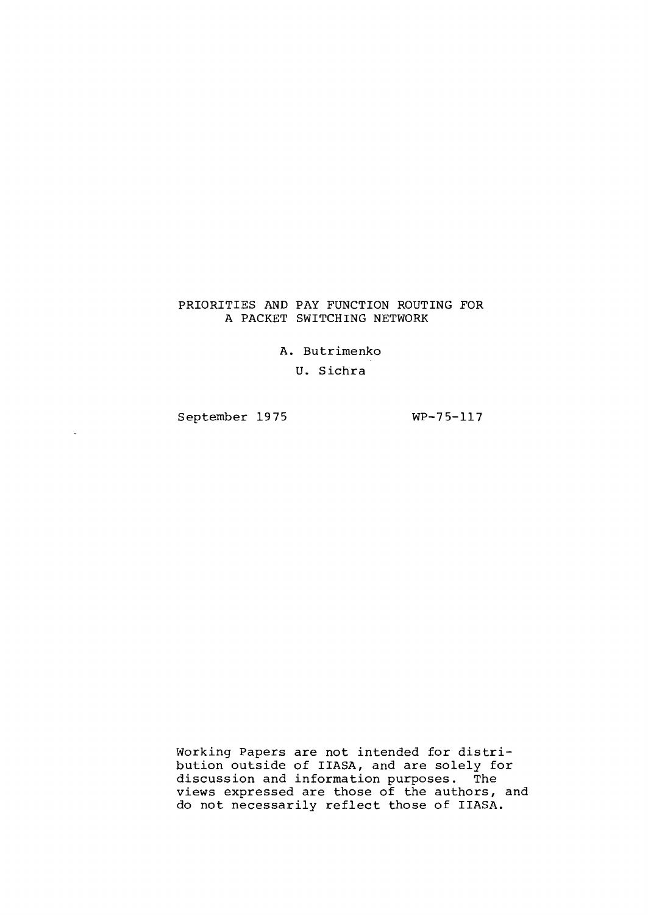# PRIORITIES AND PAY FUNCTION ROUTING FOR A PACKET SWITCHING NETWORK

A. Butrimenko

U. Sichra

September 1975

WP-75-117

Working Papers are not intended for distribution outside of IIASA, and are solely for discussion and information purposes. The views expressed are those of the authors, and do not necessarily reflect those of IIASA.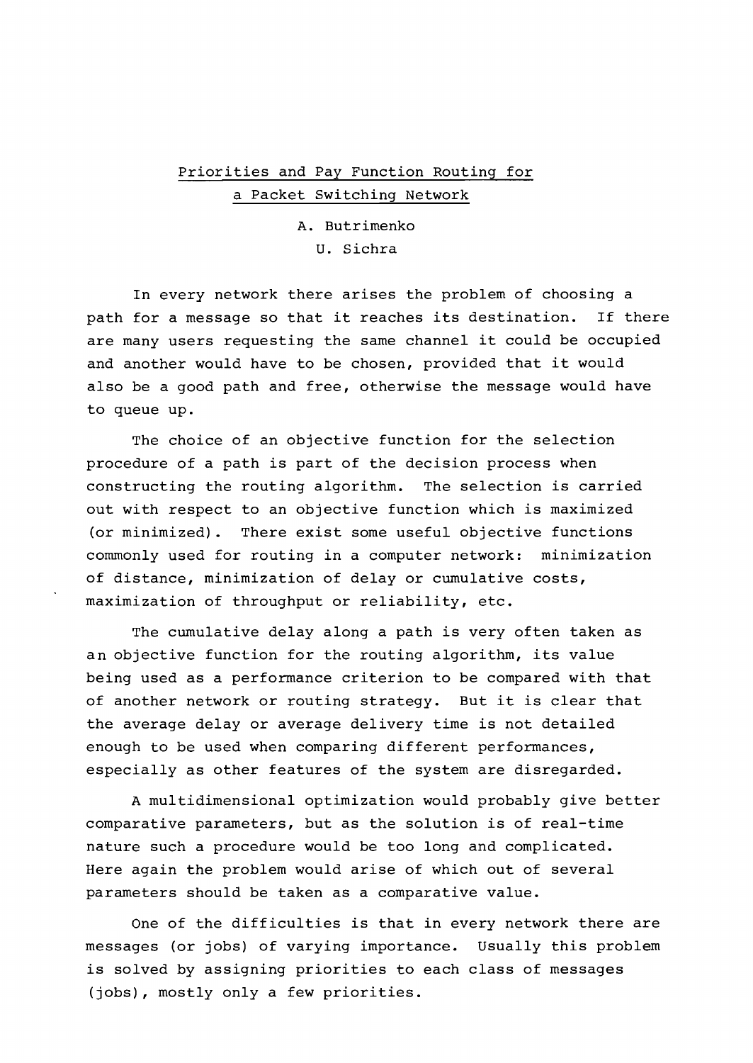# Priorities and Pay Function Routing for a Packet Switching Network

A. Butrimenko
U. Sichra

In every network there arises the problem of choosing a path for a message so that it reaches its destination. If there are many users requesting the same channel it could be occupied and another would have to be chosen, provided that it would also be a good path and free, otherwise the message would have to queue up.

The choice of an objective function for the selection procedure of a path is part of the decision process when constructing the routing algorithm. The selection is carried out with respect to an objective function which is maximized (or minimized). There exist some useful objective functions commonly used for routing in a computer network: minimization of distance, minimization of delay or cumulative costs, maximization of throughput or reliability, etc.

The cumulative delay along a path is very often taken as an objective function for the routing algorithm, its value being used as a performance criterion to be compared with that of another network or routing strategy. But it is clear that the average delay or average delivery time is not detailed enough to be used when comparing different performances, especially as other features of the system are disregarded.

A multidimensional optimization would probably give better comparative parameters, but as the solution is of real-time nature such a procedure would be too long and complicated. Here again the problem would arise of which out of several parameters should be taken as a comparative value.

One of the difficulties is that in every network there are messages (or jobs) of varying importance. Usually this problem is solved by assigning priorities to each class of messages (jobs), mostly only a few priorities.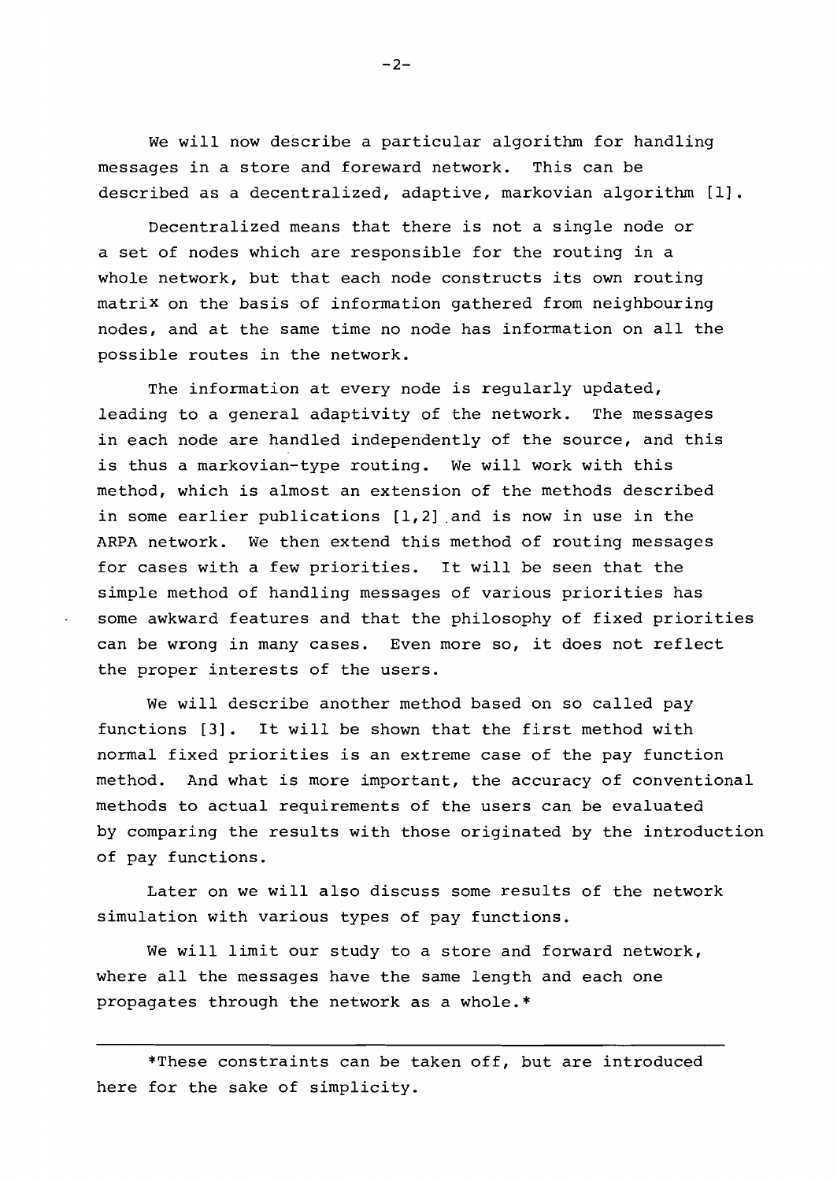We will now describe a particular algorithm for handling messages in a store and foreward network. This can be described as a decentralized, adaptive, markovian algorithm [1].

Decentralized means that there is not a single node or a set of nodes which are responsible for the routing in a whole network, but that each node constructs its own routing matrix on the basis of information gathered from neighbouring nodes, and at the same time no node has information on all the possible routes in the network.

The information at every node is regularly updated, leading to a general adaptivity of the network. The messages in each node are handled independently of the source, and this is thus a markovian-type routing. We will work with this method, which is almost an extension of the methods described in some earlier publications [1,2] and is now in use in the ARPA network. We then extend this method of routing messages for cases with a few priorities. It will be seen that the simple method of handling messages of various priorities has some awkward features and that the philosophy of fixed priorities can be wrong in many cases. Even more so, it does not reflect the proper interests of the users.

We will describe another method based on so called pay functions [3]. It will be shown that the first method with normal fixed priorities is an extreme case of the pay function method. And what is more important, the accuracy of conventional methods to actual requirements of the users can be evaluated by comparing the results with those originated by the introduction of pay functions.

Later on we will also discuss some results of the network simulation with various types of pay functions.

We will limit our study to a store and forward network, where all the messages have the same length and each one propagates through the network as a whole.*

---

*These constraints can be taken off, but are introduced here for the sake of simplicity.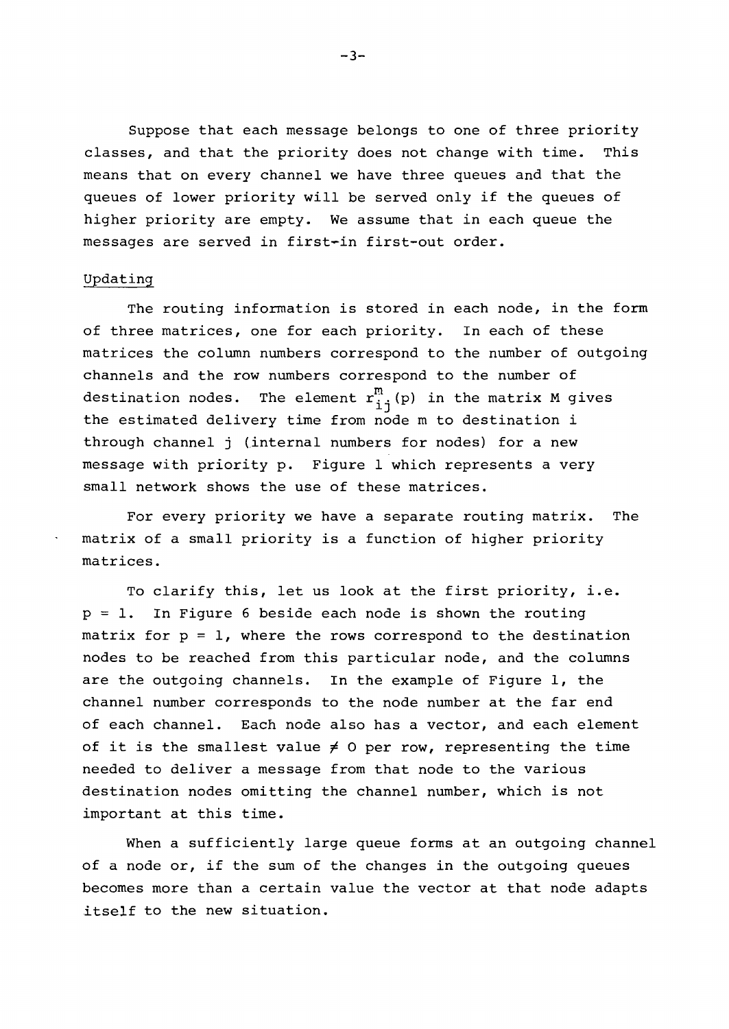Suppose that each message belongs to one of three priority classes, and that the priority does not change with time. This means that on every channel we have three queues and that the queues of lower priority will be served only if the queues of higher priority are empty. We assume that in each queue the messages are served in first-in first-out order.

Updating

The routing information is stored in each node, in the form of three matrices, one for each priority. In each of these matrices the column numbers correspond to the number of outgoing channels and the row numbers correspond to the number of destination nodes. The element $r^m_{ij}(p)$ in the matrix M gives the estimated delivery time from node m to destination i through channel j (internal numbers for nodes) for a new message with priority p. Figure 1 which represents a very small network shows the use of these matrices.

For every priority we have a separate routing matrix. The matrix of a small priority is a function of higher priority matrices.

To clarify this, let us look at the first priority, i.e. $p = 1$. In Figure 6 beside each node is shown the routing matrix for $p = 1$, where the rows correspond to the destination nodes to be reached from this particular node, and the columns are the outgoing channels. In the example of Figure 1, the channel number corresponds to the node number at the far end of each channel. Each node also has a vector, and each element of it is the smallest value $\neq 0$ per row, representing the time needed to deliver a message from that node to the various destination nodes omitting the channel number, which is not important at this time.

When a sufficiently large queue forms at an outgoing channel of a node or, if the sum of the changes in the outgoing queues becomes more than a certain value the vector at that node adapts itself to the new situation.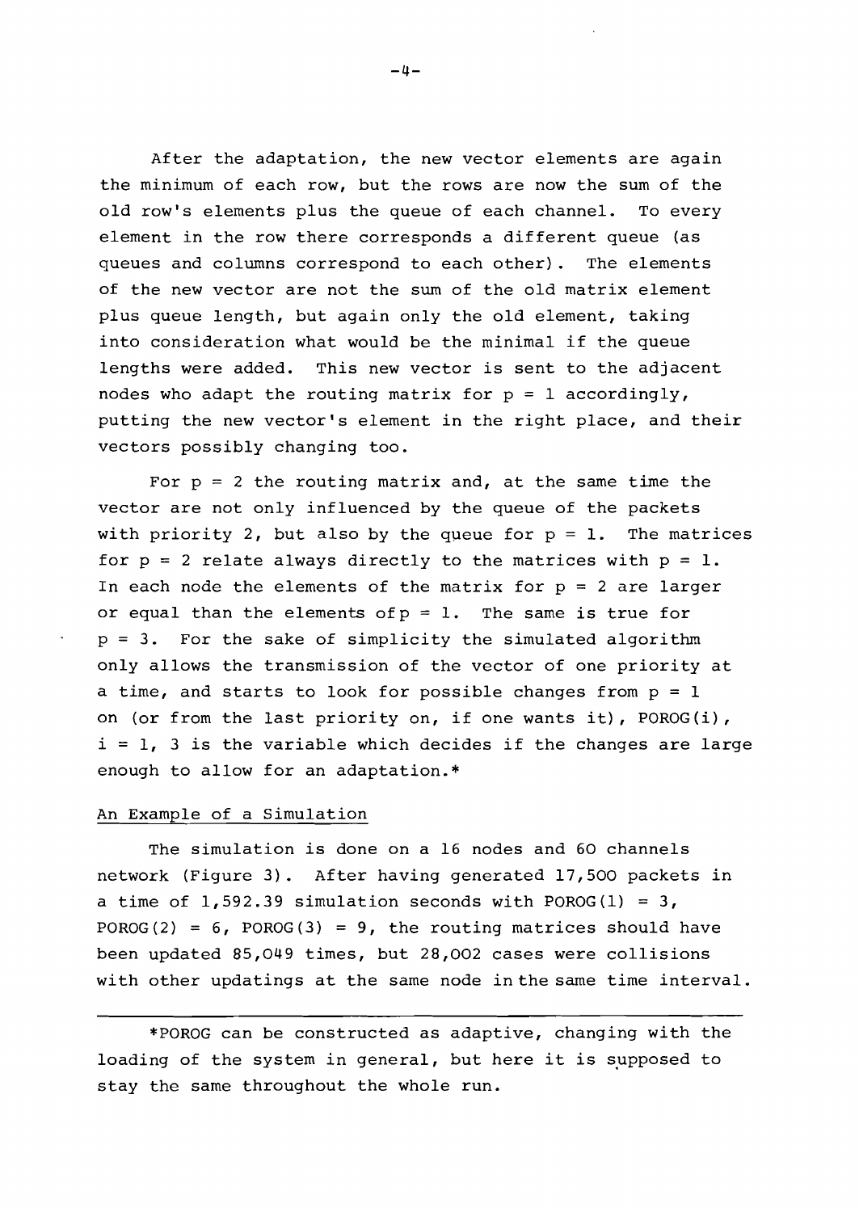After the adaptation, the new vector elements are again the minimum of each row, but the rows are now the sum of the old row's elements plus the queue of each channel. To every element in the row there corresponds a different queue (as queues and columns correspond to each other). The elements of the new vector are not the sum of the old matrix element plus queue length, but again only the old element, taking into consideration what would be the minimal if the queue lengths were added. This new vector is sent to the adjacent nodes who adapt the routing matrix for $p = 1$ accordingly, putting the new vector's element in the right place, and their vectors possibly changing too.

For $p = 2$ the routing matrix and, at the same time the vector are not only influenced by the queue of the packets with priority 2, but also by the queue for $p = 1$. The matrices for $p = 2$ relate always directly to the matrices with $p = 1$. In each node the elements of the matrix for $p = 2$ are larger or equal than the elements of $p = 1$. The same is true for $p = 3$. For the sake of simplicity the simulated algorithm only allows the transmission of the vector of one priority at a time, and starts to look for possible changes from $p = 1$ on (or from the last priority on, if one wants it), POROG(i), $i = 1, 3$ is the variable which decides if the changes are large enough to allow for an adaptation.*

## An Example of a Simulation

The simulation is done on a 16 nodes and 60 channels network (Figure 3). After having generated 17,500 packets in a time of 1,592.39 simulation seconds with POROG(1) = 3, POROG(2) = 6, POROG(3) = 9, the routing matrices should have been updated 85,049 times, but 28,002 cases were collisions with other updatings at the same node in the same time interval.

---

*POROG can be constructed as adaptive, changing with the loading of the system in general, but here it is supposed to stay the same throughout the whole run.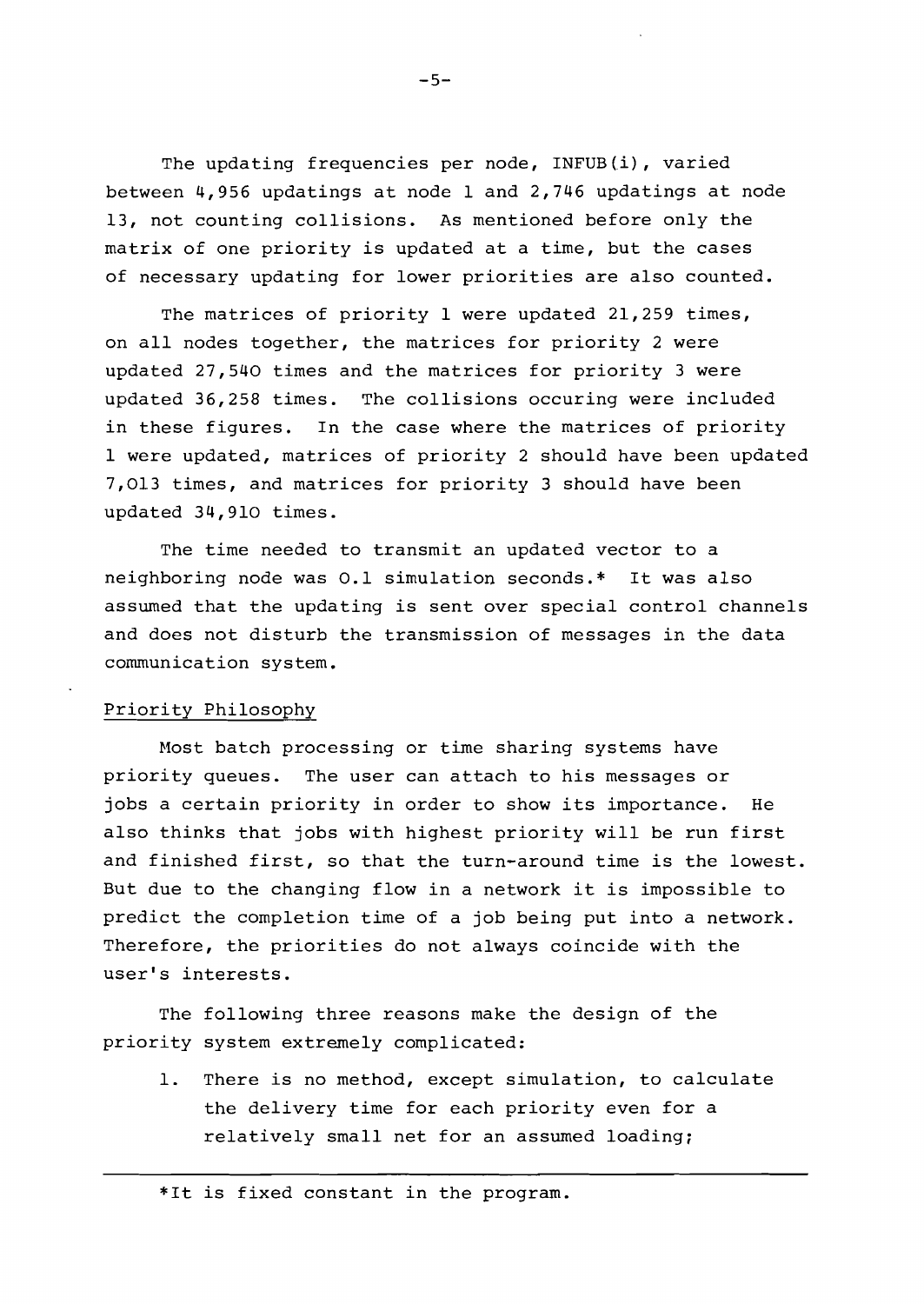The updating frequencies per node, INFUB(i), varied between 4,956 updatings at node 1 and 2,746 updatings at node 13, not counting collisions. As mentioned before only the matrix of one priority is updated at a time, but the cases of necessary updating for lower priorities are also counted.

The matrices of priority 1 were updated 21,259 times, on all nodes together, the matrices for priority 2 were updated 27,540 times and the matrices for priority 3 were updated 36,258 times. The collisions occuring were included in these figures. In the case where the matrices of priority 1 were updated, matrices of priority 2 should have been updated 7,013 times, and matrices for priority 3 should have been updated 34,910 times.

The time needed to transmit an updated vector to a neighboring node was 0.1 simulation seconds.* It was also assumed that the updating is sent over special control channels and does not disturb the transmission of messages in the data communication system.

## Priority Philosophy

Most batch processing or time sharing systems have priority queues. The user can attach to his messages or jobs a certain priority in order to show its importance. He also thinks that jobs with highest priority will be run first and finished first, so that the turn-around time is the lowest. But due to the changing flow in a network it is impossible to predict the completion time of a job being put into a network. Therefore, the priorities do not always coincide with the user's interests.

The following three reasons make the design of the priority system extremely complicated:

1. There is no method, except simulation, to calculate the delivery time for each priority even for a relatively small net for an assumed loading;

---

*It is fixed constant in the program.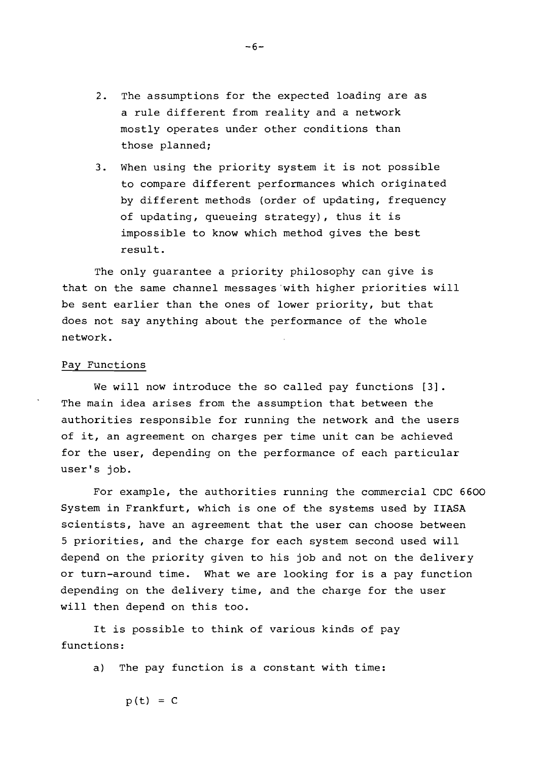2. The assumptions for the expected loading are as a rule different from reality and a network mostly operates under other conditions than those planned;

3. When using the priority system it is not possible to compare different performances which originated by different methods (order of updating, frequency of updating, queueing strategy), thus it is impossible to know which method gives the best result.

The only guarantee a priority philosophy can give is that on the same channel messages with higher priorities will be sent earlier than the ones of lower priority, but that does not say anything about the performance of the whole network.

## Pay Functions

We will now introduce the so called pay functions [3]. The main idea arises from the assumption that between the authorities responsible for running the network and the users of it, an agreement on charges per time unit can be achieved for the user, depending on the performance of each particular user's job.

For example, the authorities running the commercial CDC 6600 System in Frankfurt, which is one of the systems used by IIASA scientists, have an agreement that the user can choose between 5 priorities, and the charge for each system second used will depend on the priority given to his job and not on the delivery or turn-around time. What we are looking for is a pay function depending on the delivery time, and the charge for the user will then depend on this too.

It is possible to think of various kinds of pay functions:

a) The pay function is a constant with time:

$$p(t) = C$$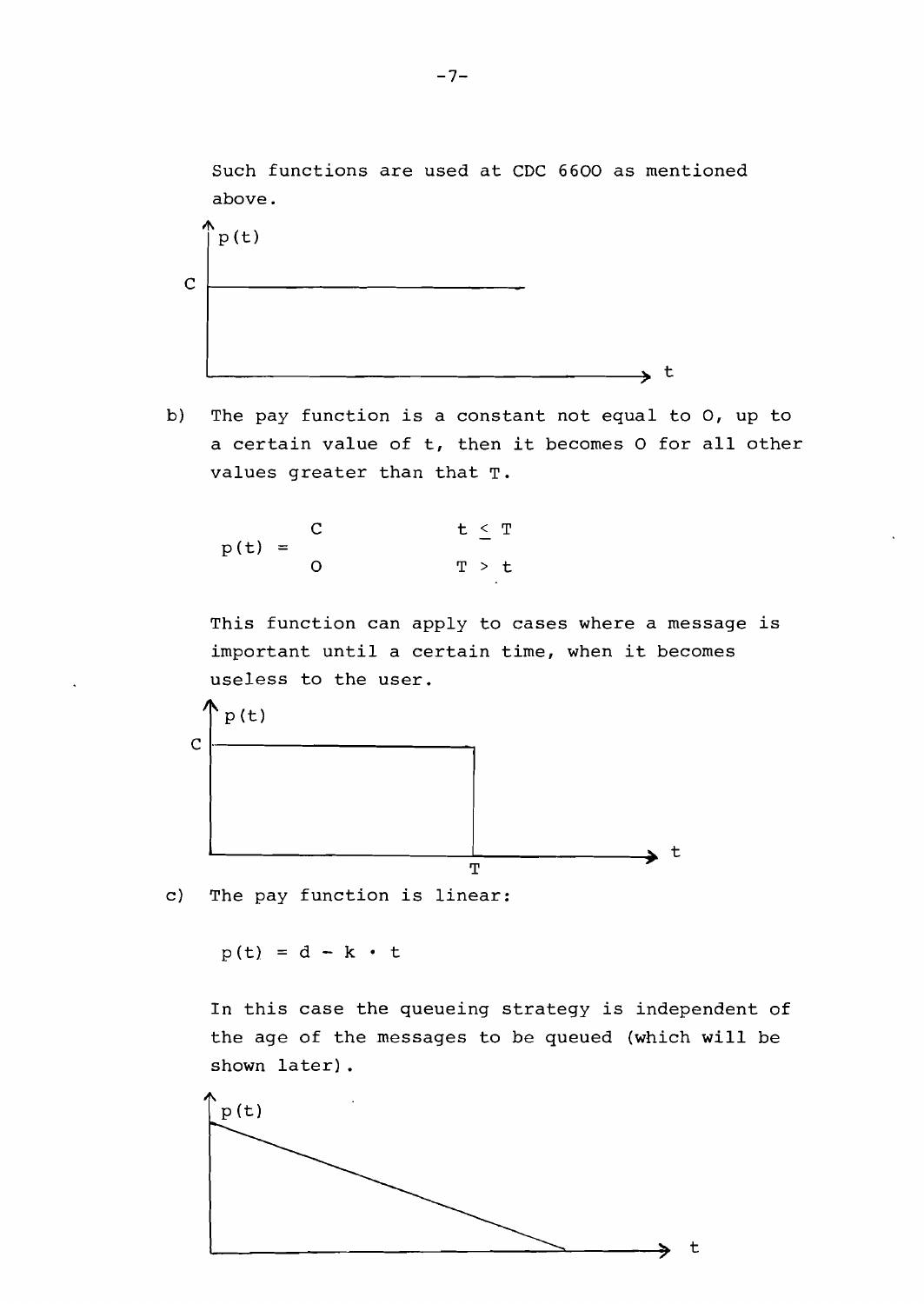Such functions are used at CDC 6600 as mentioned above.

b) The pay function is a constant not equal to 0, up to a certain value of t, then it becomes 0 for all other values greater than that T.

$$p(t) = \begin{cases} C & t \leq T \\ 0 & T > t \end{cases}$$

This function can apply to cases where a message is important until a certain time, when it becomes useless to the user.

c) The pay function is linear:

$$p(t) = d - k \cdot t$$

In this case the queueing strategy is independent of the age of the messages to be queued (which will be shown later).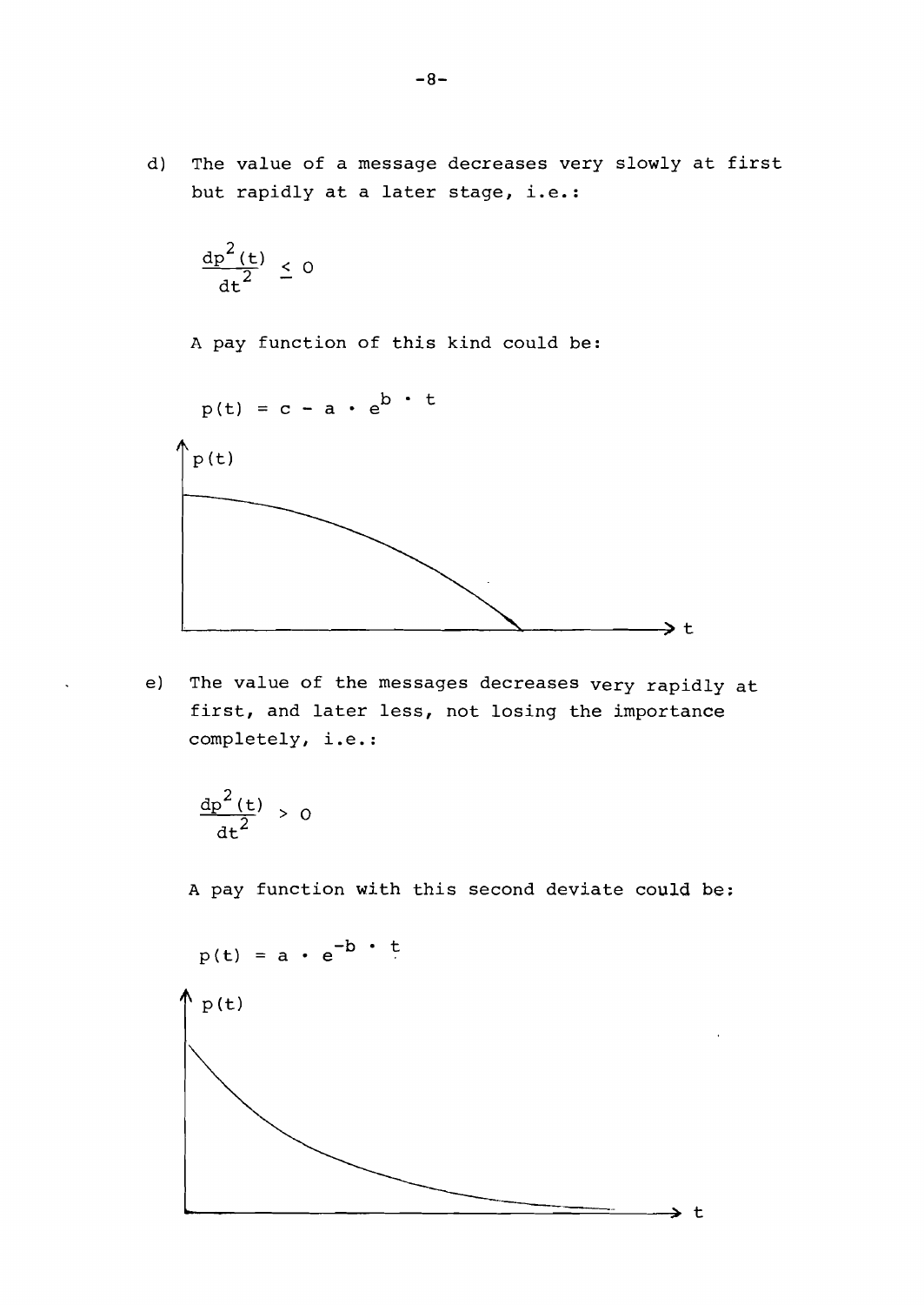d) The value of a message decreases very slowly at first but rapidly at a later stage, i.e.:

$$\frac{dp^2(t)}{dt^2} \leq 0$$

A pay function of this kind could be:

$$p(t) = c - a \cdot e^{b \cdot t}$$

e) The value of the messages decreases very rapidly at first, and later less, not losing the importance completely, i.e.:

$$\frac{dp^2(t)}{dt^2} > 0$$

A pay function with this second deviate could be:

$$p(t) = a \cdot e^{-b \cdot t}$$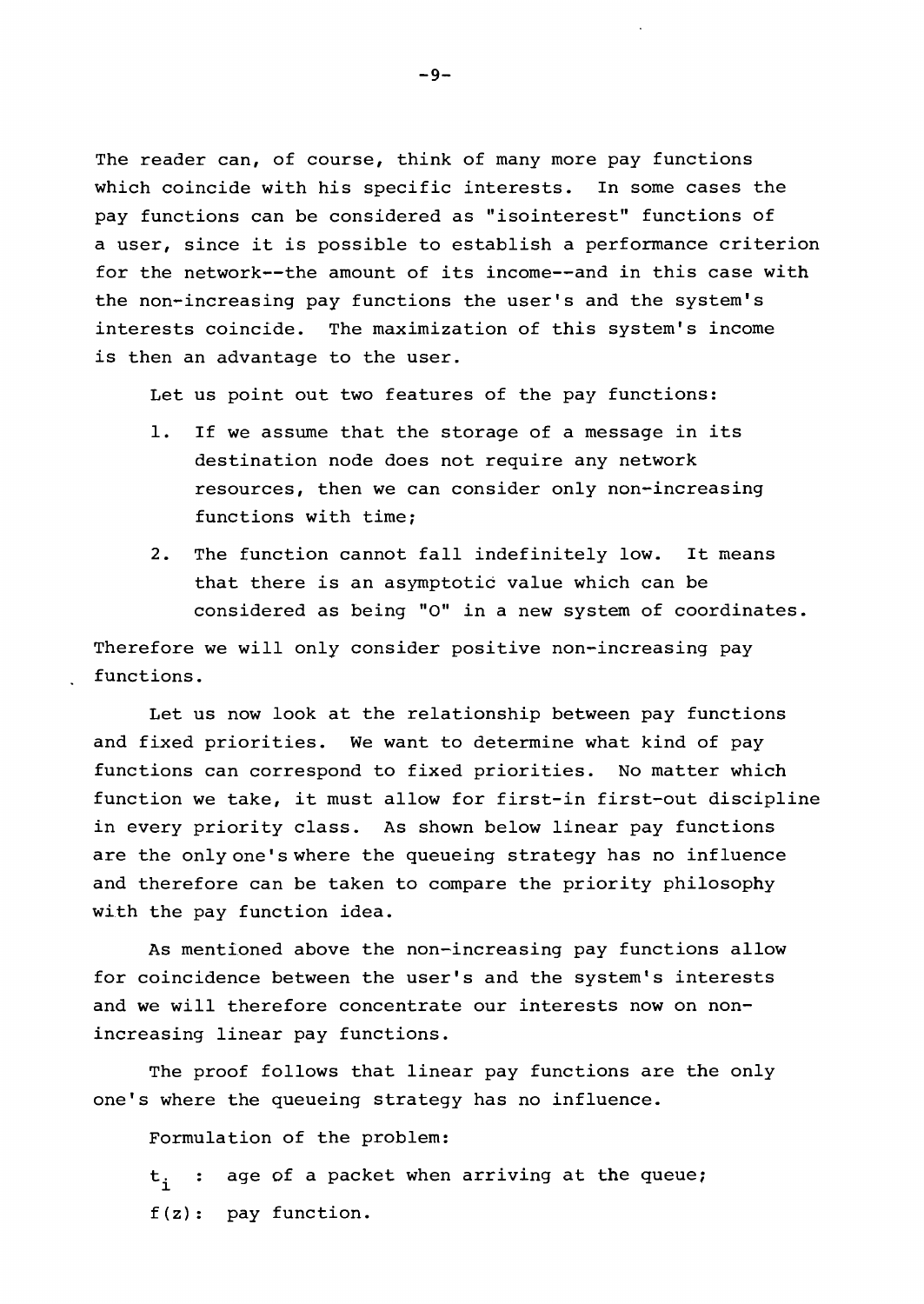The reader can, of course, think of many more pay functions which coincide with his specific interests. In some cases the pay functions can be considered as "isointerest" functions of a user, since it is possible to establish a performance criterion for the network--the amount of its income--and in this case with the non-increasing pay functions the user's and the system's interests coincide. The maximization of this system's income is then an advantage to the user.

Let us point out two features of the pay functions:

1. If we assume that the storage of a message in its destination node does not require any network resources, then we can consider only non-increasing functions with time;
2. The function cannot fall indefinitely low. It means that there is an asymptotic value which can be considered as being "0" in a new system of coordinates.

Therefore we will only consider positive non-increasing pay functions.

Let us now look at the relationship between pay functions and fixed priorities. We want to determine what kind of pay functions can correspond to fixed priorities. No matter which function we take, it must allow for first-in first-out discipline in every priority class. As shown below linear pay functions are the only one's where the queueing strategy has no influence and therefore can be taken to compare the priority philosophy with the pay function idea.

As mentioned above the non-increasing pay functions allow for coincidence between the user's and the system's interests and we will therefore concentrate our interests now on non-increasing linear pay functions.

The proof follows that linear pay functions are the only one's where the queueing strategy has no influence.

Formulation of the problem:

$t_i$ : age of a packet when arriving at the queue;

$f(z)$: pay function.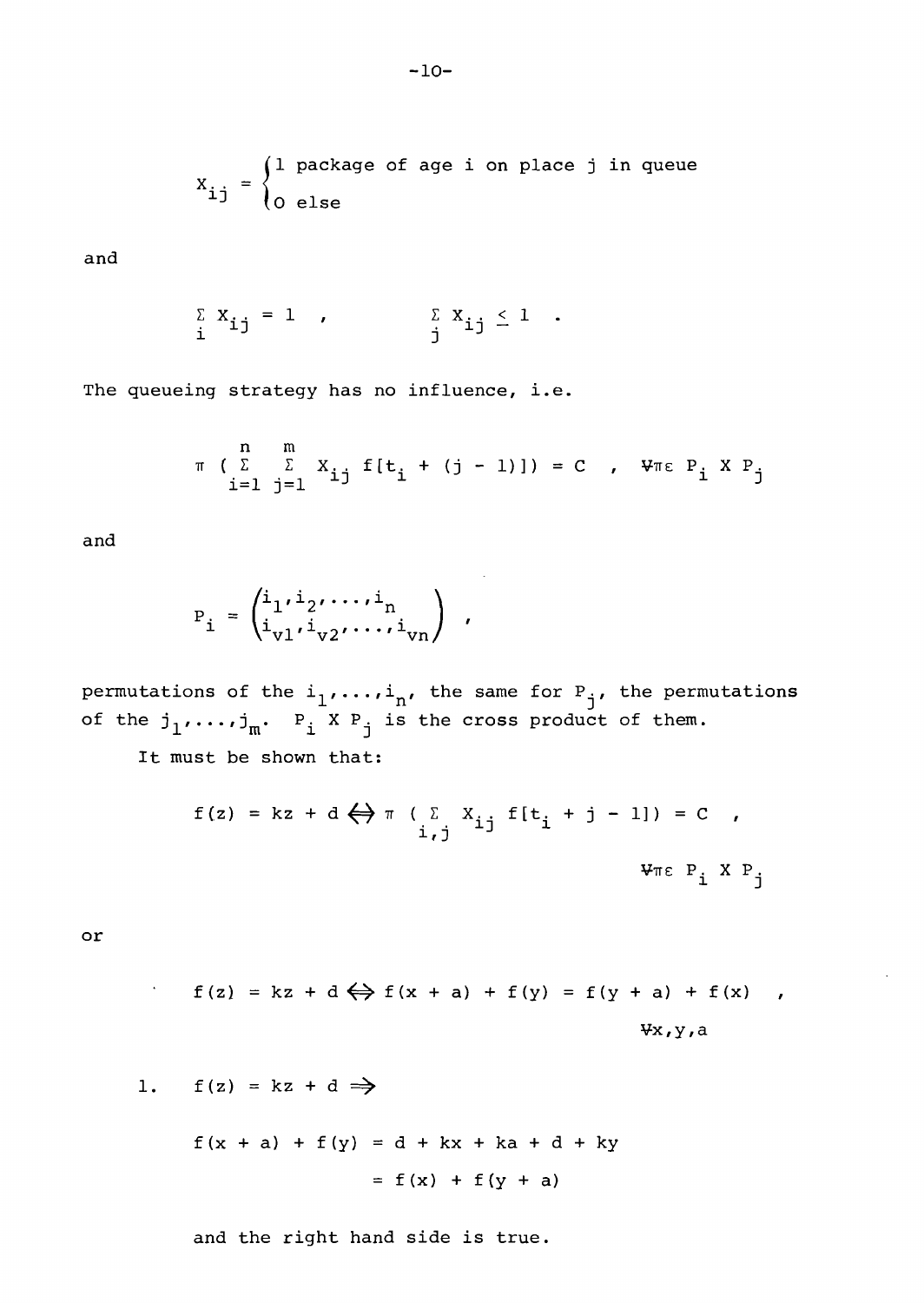$$X_{ij} = \begin{cases} 1 & \text{package of age } i \text{ on place } j \text{ in queue} \\ 0 & \text{else} \end{cases}$$

and

$$\sum_i X_{ij} = 1 \quad , \qquad \sum_j X_{ij} \leq 1 \quad .$$

The queueing strategy has no influence, i.e.

$$\pi \left( \sum_{i=1}^{n} \sum_{j=1}^{m} X_{ij} \, f[t_i + (j - 1)] \right) = C \quad , \quad \forall \pi \varepsilon \; P_i \times P_j$$

and

$$P_i = \begin{pmatrix} i_1, i_2, \ldots, i_n \\ i_{v1}, i_{v2}, \ldots, i_{vn} \end{pmatrix} \; ,$$

permutations of the $i_1, \ldots, i_n$, the same for $P_j$, the permutations of the $j_1, \ldots, j_m$. $P_i \times P_j$ is the cross product of them.

It must be shown that:

$$f(z) = kz + d \Leftrightarrow \pi \left( \sum_{i,j} X_{ij} \, f[t_i + j - 1] \right) = C \quad ,$$
$$\forall \pi \varepsilon \; P_i \times P_j$$

or

$$f(z) = kz + d \Leftrightarrow f(x + a) + f(y) = f(y + a) + f(x) \quad ,$$
$$\forall x, y, a$$

1. $f(z) = kz + d \Rightarrow$

$$f(x + a) + f(y) = d + kx + ka + d + ky$$
$$= f(x) + f(y + a)$$

and the right hand side is true.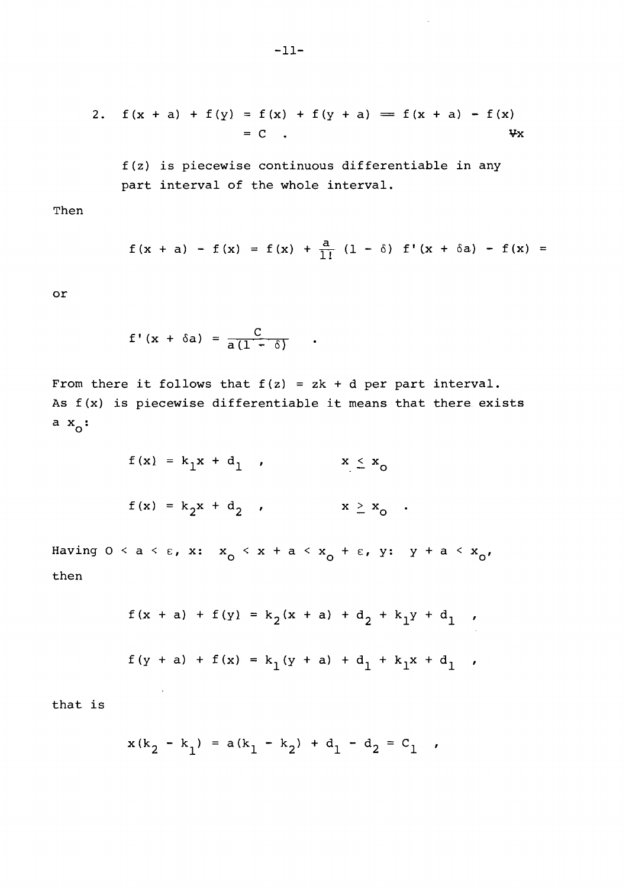2. $f(x + a) + f(y) = f(x) + f(y + a) \Longrightarrow f(x + a) - f(x)$
$= C \quad . \qquad \forall x$

$f(z)$ is piecewise continuous differentiable in any part interval of the whole interval.

Then

$$f(x + a) - f(x) = f(x) + \frac{a}{1!}(1 - \delta)\, f'(x + \delta a) - f(x) =$$

or

$$f'(x + \delta a) = \frac{C}{a(1 - \delta)} \quad .$$

From there it follows that $f(z) = zk + d$ per part interval. As $f(x)$ is piecewise differentiable it means that there exists a $x_o$:

$$f(x) = k_1 x + d_1 \quad , \qquad x \leq x_o$$

$$f(x) = k_2 x + d_2 \quad , \qquad x \geq x_o \quad .$$

Having $0 < a < \varepsilon$, $x$: $x_o < x + a < x_o + \varepsilon$, $y$: $y + a < x_o$, then

$$f(x + a) + f(y) = k_2(x + a) + d_2 + k_1 y + d_1 \quad ,$$

$$f(y + a) + f(x) = k_1(y + a) + d_1 + k_1 x + d_1 \quad ,$$

that is

$$x(k_2 - k_1) = a(k_1 - k_2) + d_1 - d_2 = C_1 \quad ,$$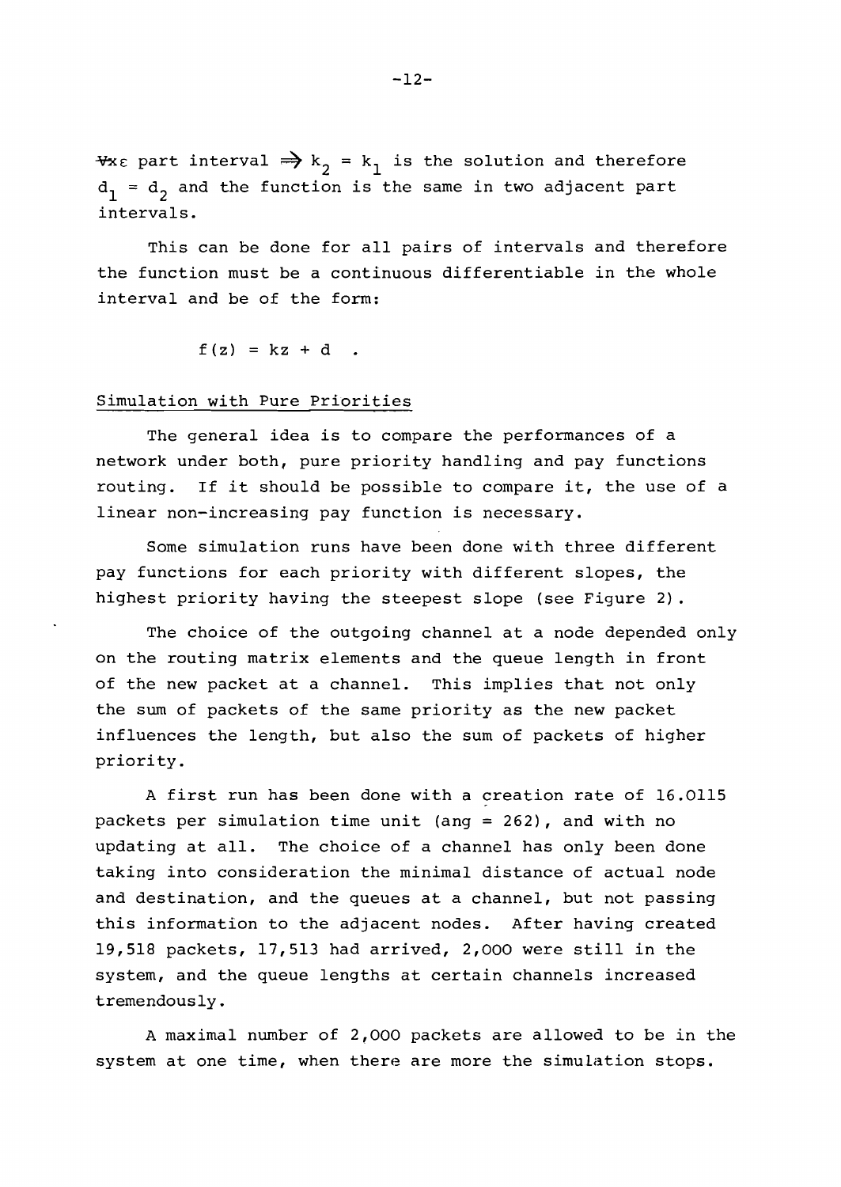$\forall x \varepsilon$ part interval $\Rightarrow k_2 = k_1$ is the solution and therefore $d_1 = d_2$ and the function is the same in two adjacent part intervals.

This can be done for all pairs of intervals and therefore the function must be a continuous differentiable in the whole interval and be of the form:

$$f(z) = kz + d \quad .$$

## Simulation with Pure Priorities

The general idea is to compare the performances of a network under both, pure priority handling and pay functions routing. If it should be possible to compare it, the use of a linear non-increasing pay function is necessary.

Some simulation runs have been done with three different pay functions for each priority with different slopes, the highest priority having the steepest slope (see Figure 2).

The choice of the outgoing channel at a node depended only on the routing matrix elements and the queue length in front of the new packet at a channel. This implies that not only the sum of packets of the same priority as the new packet influences the length, but also the sum of packets of higher priority.

A first run has been done with a creation rate of 16.0115 packets per simulation time unit (ang = 262), and with no updating at all. The choice of a channel has only been done taking into consideration the minimal distance of actual node and destination, and the queues at a channel, but not passing this information to the adjacent nodes. After having created 19,518 packets, 17,513 had arrived, 2,000 were still in the system, and the queue lengths at certain channels increased tremendously.

A maximal number of 2,000 packets are allowed to be in the system at one time, when there are more the simulation stops.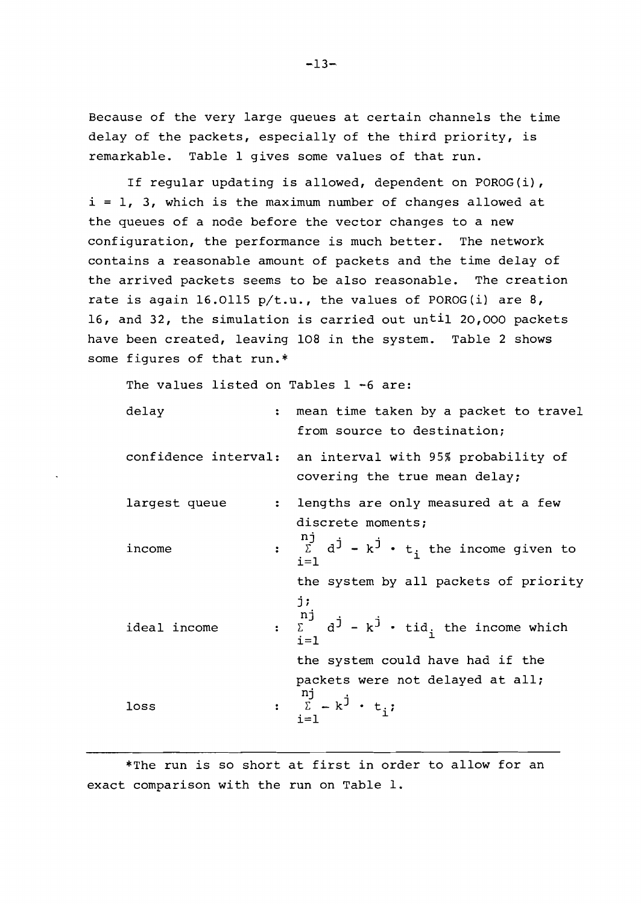Because of the very large queues at certain channels the time delay of the packets, especially of the third priority, is remarkable. Table 1 gives some values of that run.

If regular updating is allowed, dependent on POROG(i), i = 1, 3, which is the maximum number of changes allowed at the queues of a node before the vector changes to a new configuration, the performance is much better. The network contains a reasonable amount of packets and the time delay of the arrived packets seems to be also reasonable. The creation rate is again 16.0115 p/t.u., the values of POROG(i) are 8, 16, and 32, the simulation is carried out until 20,000 packets have been created, leaving 108 in the system. Table 2 shows some figures of that run.*

The values listed on Tables 1 -6 are:

| | | |
|---|---|---|
| delay | : | mean time taken by a packet to travel from source to destination; |
| confidence interval: | | an interval with 95% probability of covering the true mean delay; |
| largest queue | : | lengths are only measured at a few discrete moments; |
| income | : | $\sum_{i=1}^{nj} d^j - k^j \cdot t_i$ the income given to the system by all packets of priority j; |
| ideal income | : | $\sum_{i=1}^{nj} d^j - k^j \cdot tid_i$ the income which the system could have had if the packets were not delayed at all; |
| loss | : | $\sum_{i=1}^{nj} - k^j \cdot t_i$; |

---

*The run is so short at first in order to allow for an exact comparison with the run on Table 1.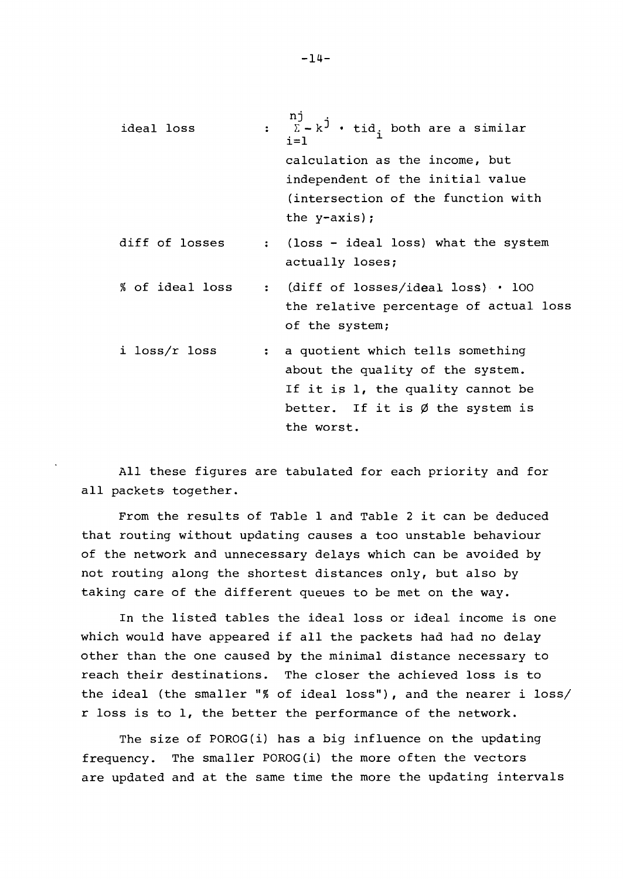ideal loss : $\sum_{i=1}^{nj} - k^j \cdot tid_i$ both are a similar calculation as the income, but independent of the initial value (intersection of the function with the y-axis);

diff of losses : (loss - ideal loss) what the system actually loses;

% of ideal loss : (diff of losses/ideal loss) · 100 the relative percentage of actual loss of the system;

i loss/r loss : a quotient which tells something about the quality of the system. If it is 1, the quality cannot be better. If it is Ø the system is the worst.

All these figures are tabulated for each priority and for all packets together.

From the results of Table 1 and Table 2 it can be deduced that routing without updating causes a too unstable behaviour of the network and unnecessary delays which can be avoided by not routing along the shortest distances only, but also by taking care of the different queues to be met on the way.

In the listed tables the ideal loss or ideal income is one which would have appeared if all the packets had had no delay other than the one caused by the minimal distance necessary to reach their destinations. The closer the achieved loss is to the ideal (the smaller "% of ideal loss"), and the nearer i loss/r loss is to 1, the better the performance of the network.

The size of POROG(i) has a big influence on the updating frequency. The smaller POROG(i) the more often the vectors are updated and at the same time the more the updating intervals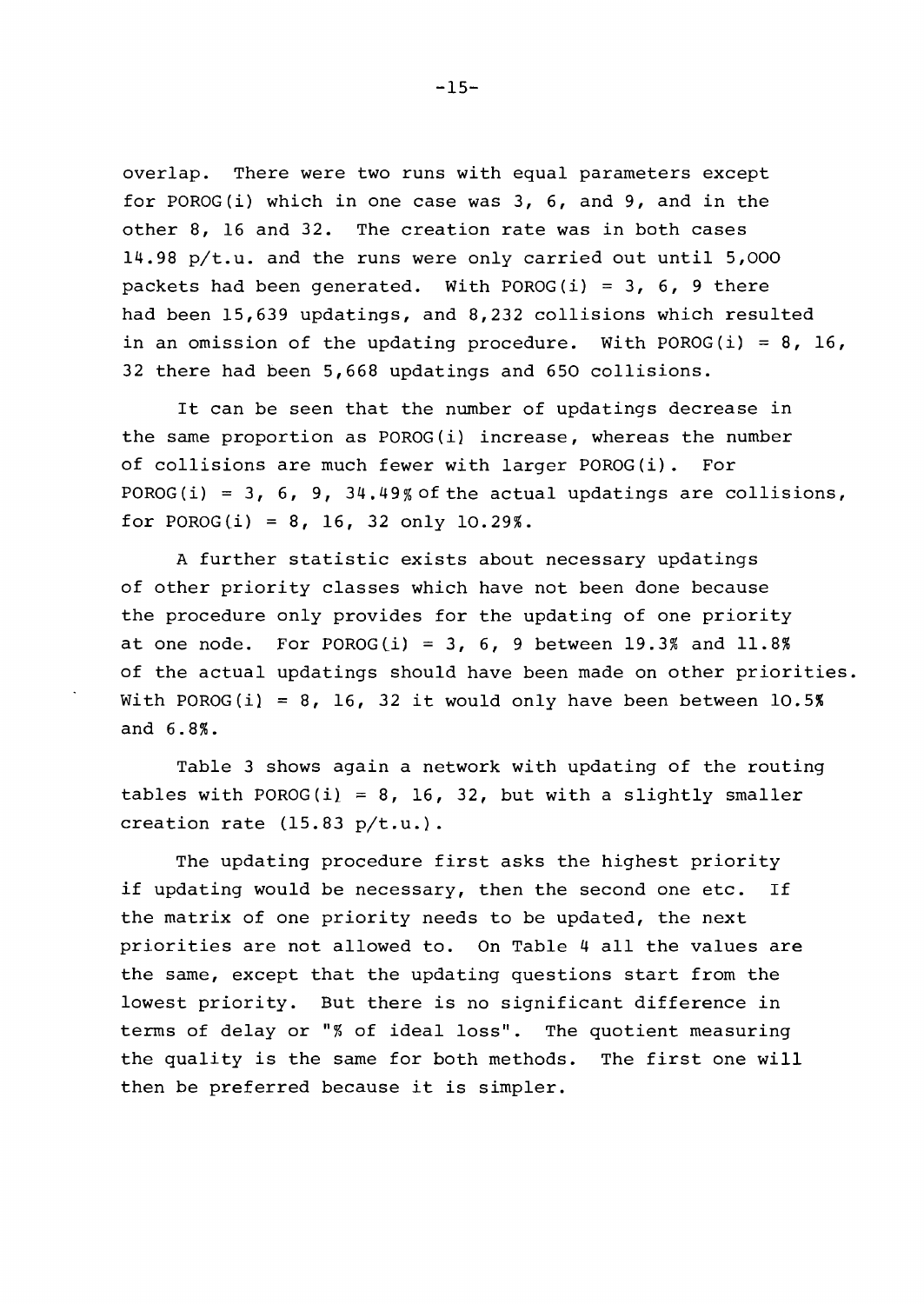overlap. There were two runs with equal parameters except for POROG(i) which in one case was 3, 6, and 9, and in the other 8, 16 and 32. The creation rate was in both cases 14.98 p/t.u. and the runs were only carried out until 5,000 packets had been generated. With POROG(i) = 3, 6, 9 there had been 15,639 updatings, and 8,232 collisions which resulted in an omission of the updating procedure. With POROG(i) = 8, 16, 32 there had been 5,668 updatings and 650 collisions.

It can be seen that the number of updatings decrease in the same proportion as POROG(i) increase, whereas the number of collisions are much fewer with larger POROG(i). For POROG(i) = 3, 6, 9, 34.49% of the actual updatings are collisions, for POROG(i) = 8, 16, 32 only 10.29%.

A further statistic exists about necessary updatings of other priority classes which have not been done because the procedure only provides for the updating of one priority at one node. For POROG(i) = 3, 6, 9 between 19.3% and 11.8% of the actual updatings should have been made on other priorities. With POROG(i) = 8, 16, 32 it would only have been between 10.5% and 6.8%.

Table 3 shows again a network with updating of the routing tables with POROG(i) = 8, 16, 32, but with a slightly smaller creation rate (15.83 p/t.u.).

The updating procedure first asks the highest priority if updating would be necessary, then the second one etc. If the matrix of one priority needs to be updated, the next priorities are not allowed to. On Table 4 all the values are the same, except that the updating questions start from the lowest priority. But there is no significant difference in terms of delay or "% of ideal loss". The quotient measuring the quality is the same for both methods. The first one will then be preferred because it is simpler.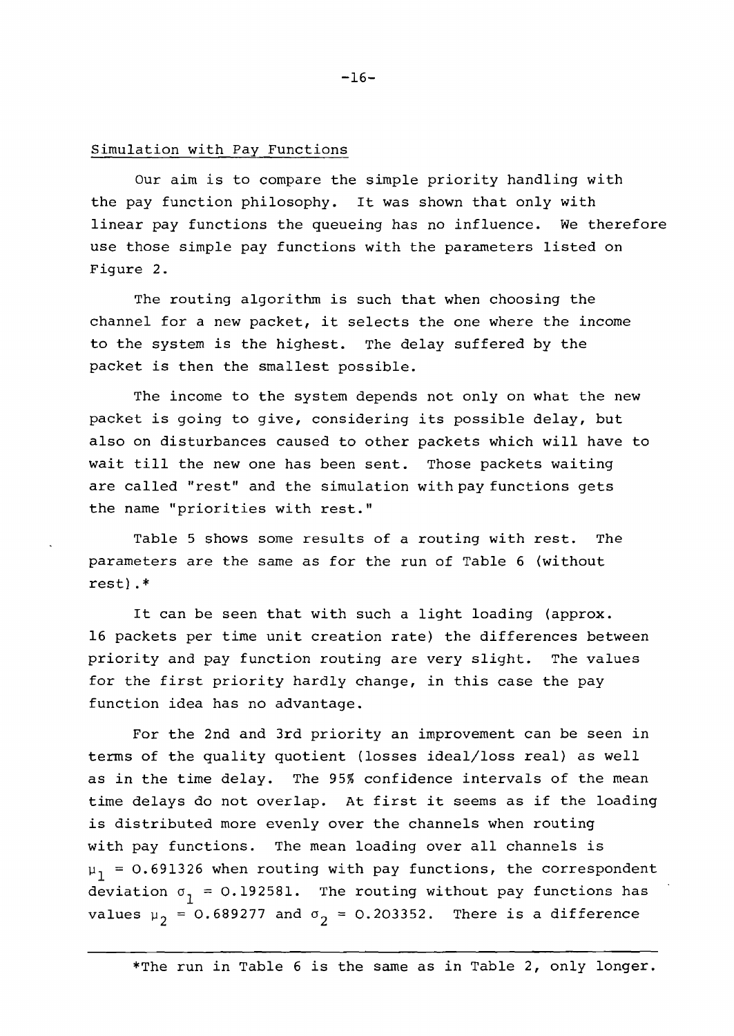## Simulation with Pay Functions

Our aim is to compare the simple priority handling with the pay function philosophy. It was shown that only with linear pay functions the queueing has no influence. We therefore use those simple pay functions with the parameters listed on Figure 2.

The routing algorithm is such that when choosing the channel for a new packet, it selects the one where the income to the system is the highest. The delay suffered by the packet is then the smallest possible.

The income to the system depends not only on what the new packet is going to give, considering its possible delay, but also on disturbances caused to other packets which will have to wait till the new one has been sent. Those packets waiting are called "rest" and the simulation with pay functions gets the name "priorities with rest."

Table 5 shows some results of a routing with rest. The parameters are the same as for the run of Table 6 (without rest).*

It can be seen that with such a light loading (approx. 16 packets per time unit creation rate) the differences between priority and pay function routing are very slight. The values for the first priority hardly change, in this case the pay function idea has no advantage.

For the 2nd and 3rd priority an improvement can be seen in terms of the quality quotient (losses ideal/loss real) as well as in the time delay. The 95% confidence intervals of the mean time delays do not overlap. At first it seems as if the loading is distributed more evenly over the channels when routing with pay functions. The mean loading over all channels is $\mu_1 = 0.691326$ when routing with pay functions, the correspondent deviation $\sigma_1 = 0.192581$. The routing without pay functions has values $\mu_2 = 0.689277$ and $\sigma_2 = 0.203352$. There is a difference

---

*The run in Table 6 is the same as in Table 2, only longer.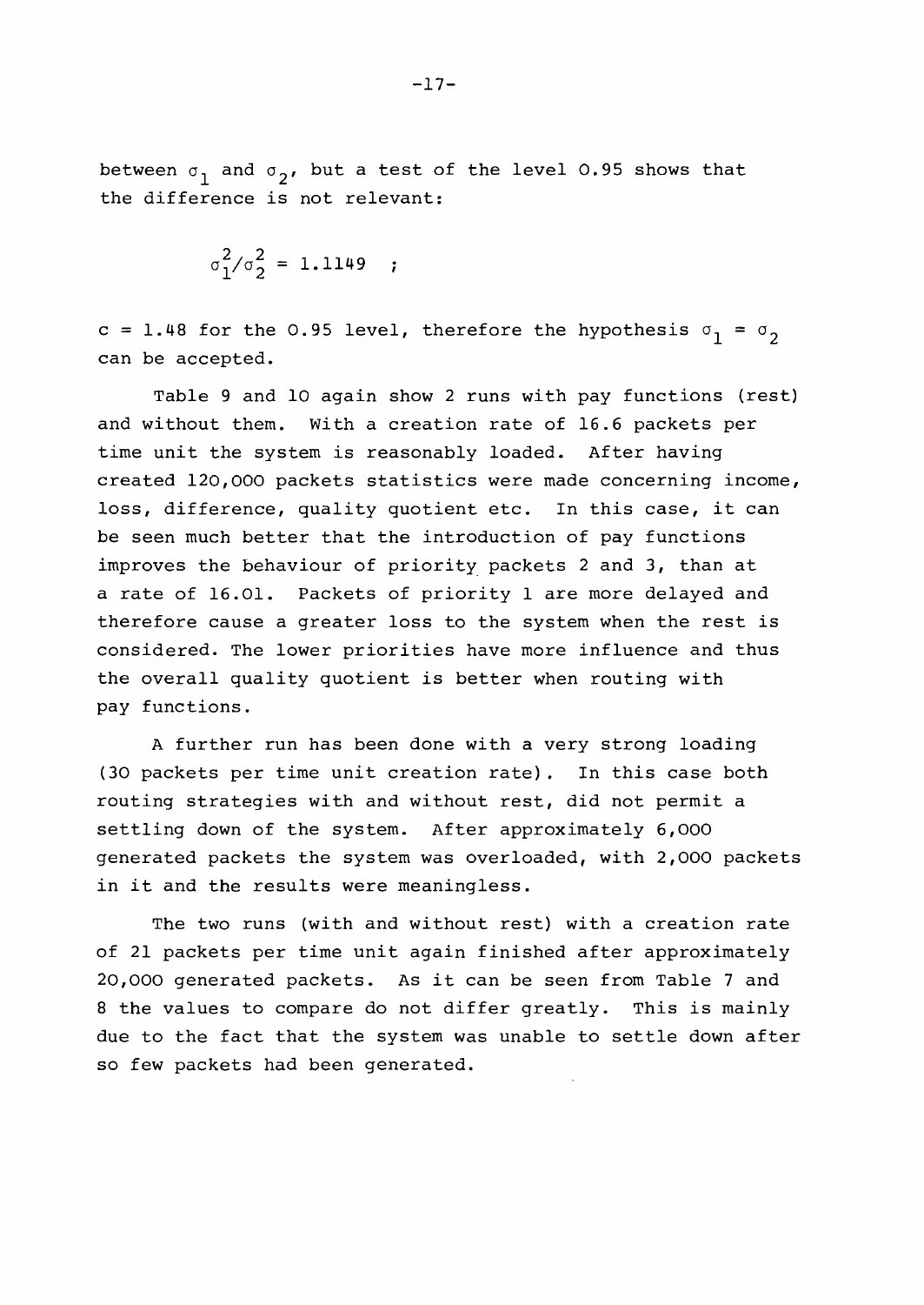between $\sigma_1$ and $\sigma_2$, but a test of the level 0.95 shows that the difference is not relevant:

$$\sigma_1^2/\sigma_2^2 = 1.1149 \quad ;$$

$c = 1.48$ for the 0.95 level, therefore the hypothesis $\sigma_1 = \sigma_2$ can be accepted.

Table 9 and 10 again show 2 runs with pay functions (rest) and without them. With a creation rate of 16.6 packets per time unit the system is reasonably loaded. After having created 120,000 packets statistics were made concerning income, loss, difference, quality quotient etc. In this case, it can be seen much better that the introduction of pay functions improves the behaviour of priority packets 2 and 3, than at a rate of 16.01. Packets of priority 1 are more delayed and therefore cause a greater loss to the system when the rest is considered. The lower priorities have more influence and thus the overall quality quotient is better when routing with pay functions.

A further run has been done with a very strong loading (30 packets per time unit creation rate). In this case both routing strategies with and without rest, did not permit a settling down of the system. After approximately 6,000 generated packets the system was overloaded, with 2,000 packets in it and the results were meaningless.

The two runs (with and without rest) with a creation rate of 21 packets per time unit again finished after approximately 20,000 generated packets. As it can be seen from Table 7 and 8 the values to compare do not differ greatly. This is mainly due to the fact that the system was unable to settle down after so few packets had been generated.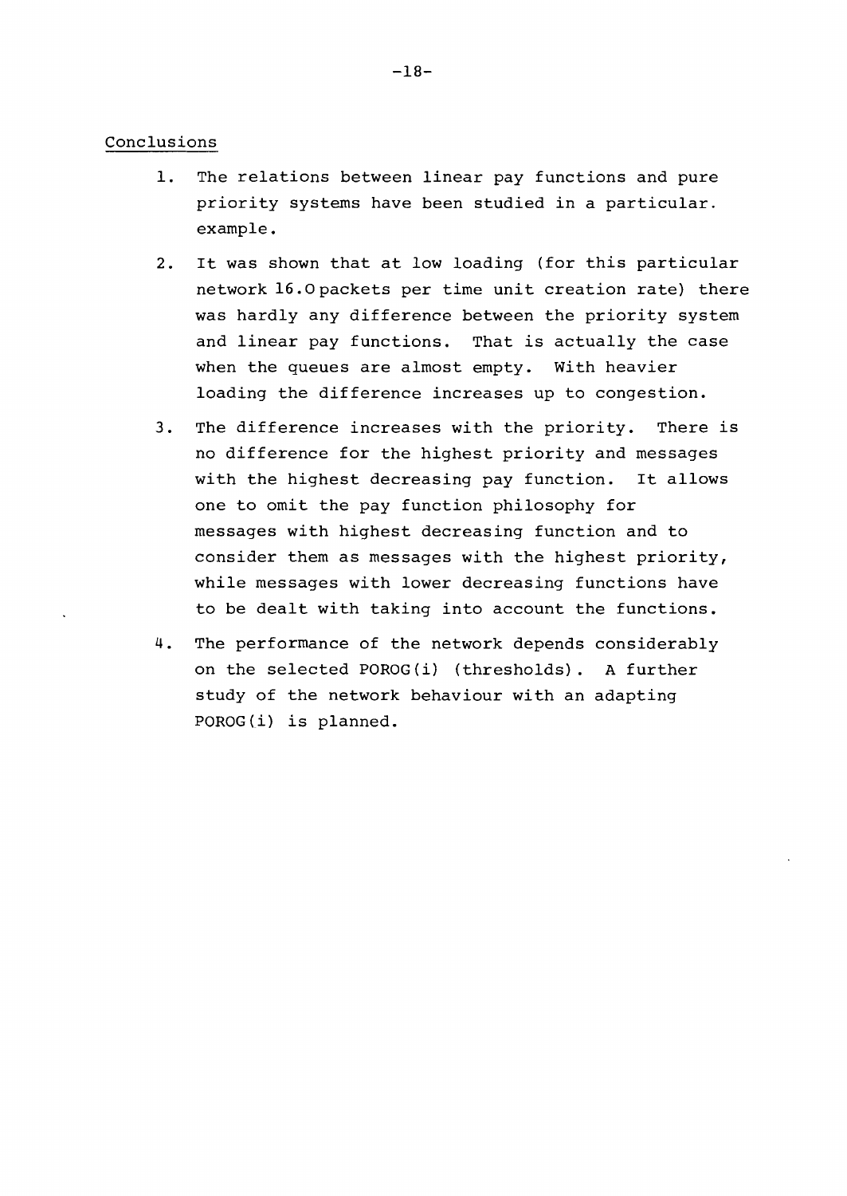## Conclusions

1. The relations between linear pay functions and pure priority systems have been studied in a particular. example.

2. It was shown that at low loading (for this particular network 16.0 packets per time unit creation rate) there was hardly any difference between the priority system and linear pay functions. That is actually the case when the queues are almost empty. With heavier loading the difference increases up to congestion.

3. The difference increases with the priority. There is no difference for the highest priority and messages with the highest decreasing pay function. It allows one to omit the pay function philosophy for messages with highest decreasing function and to consider them as messages with the highest priority, while messages with lower decreasing functions have to be dealt with taking into account the functions.

4. The performance of the network depends considerably on the selected POROG(i) (thresholds). A further study of the network behaviour with an adapting POROG(i) is planned.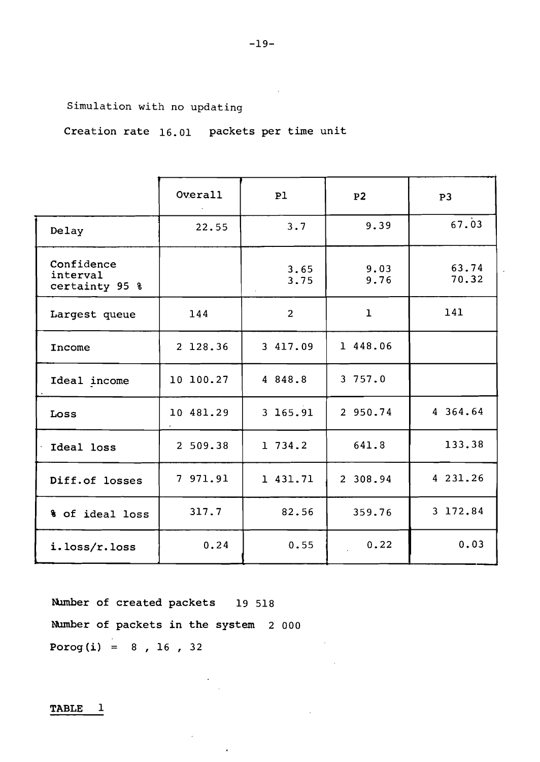Simulation with no updating

Creation rate 16.01 packets per time unit

| | Overall | P1 | P2 | P3 |
|---|---|---|---|---|
| Delay | 22.55 | 3.7 | 9.39 | 67.03 |
| Confidence interval certainty 95 % | | 3.65<br>3.75 | 9.03<br>9.76 | 63.74<br>70.32 |
| Largest queue | 144 | 2 | 1 | 141 |
| Income | 2 128.36 | 3 417.09 | 1 448.06 | |
| Ideal income | 10 100.27 | 4 848.8 | 3 757.0 | |
| Loss | 10 481.29 | 3 165.91 | 2 950.74 | 4 364.64 |
| Ideal loss | 2 509.38 | 1 734.2 | 641.8 | 133.38 |
| Diff.of losses | 7 971.91 | 1 431.71 | 2 308.94 | 4 231.26 |
| % of ideal loss | 317.7 | 82.56 | 359.76 | 3 172.84 |
| i.loss/r.loss | 0.24 | 0.55 | 0.22 | 0.03 |

**Number of created packets** 19 518

**Number of packets in the system** 2 000

**Porog(i)** = 8 , 16 , 32

**TABLE 1**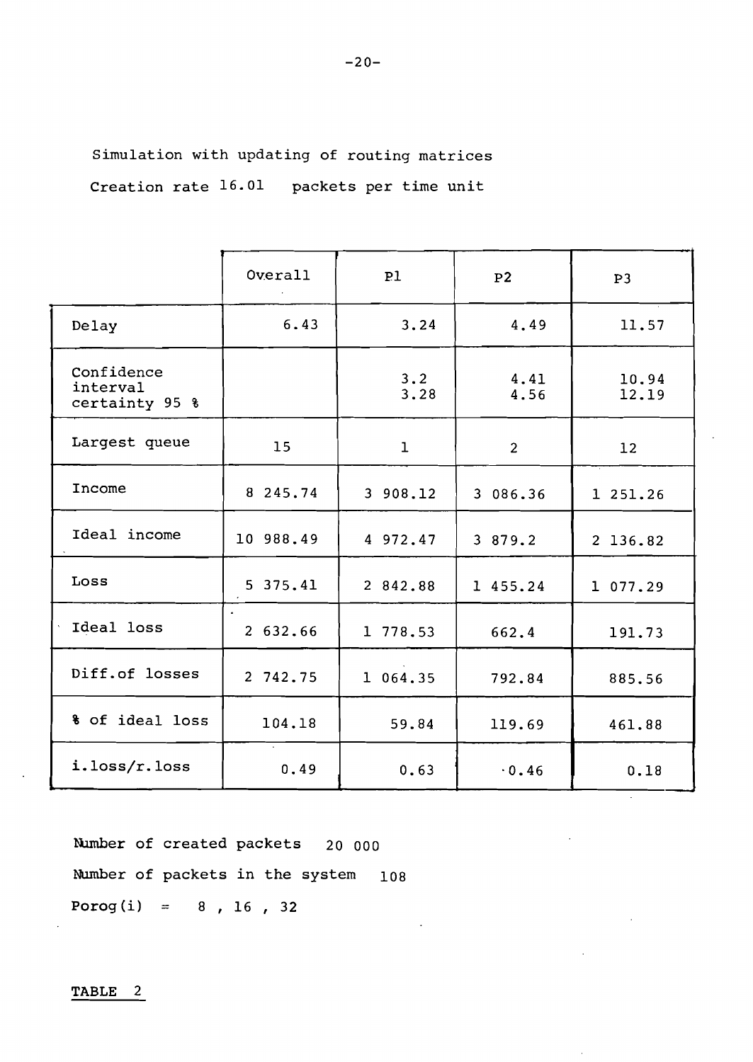Simulation with updating of routing matrices

Creation rate 16.01 packets per time unit

| | Overall | P1 | P2 | P3 |
|---|---|---|---|---|
| Delay | 6.43 | 3.24 | 4.49 | 11.57 |
| Confidence interval certainty 95 % | | 3.2<br>3.28 | 4.41<br>4.56 | 10.94<br>12.19 |
| Largest queue | 15 | 1 | 2 | 12 |
| Income | 8 245.74 | 3 908.12 | 3 086.36 | 1 251.26 |
| Ideal income | 10 988.49 | 4 972.47 | 3 879.2 | 2 136.82 |
| Loss | 5 375.41 | 2 842.88 | 1 455.24 | 1 077.29 |
| Ideal loss | 2 632.66 | 1 778.53 | 662.4 | 191.73 |
| Diff.of losses | 2 742.75 | 1 064.35 | 792.84 | 885.56 |
| % of ideal loss | 104.18 | 59.84 | 119.69 | 461.88 |
| i.loss/r.loss | 0.49 | 0.63 | 0.46 | 0.18 |

Number of created packets 20 000

Number of packets in the system 108

Porog(i) = 8 , 16 , 32

TABLE 2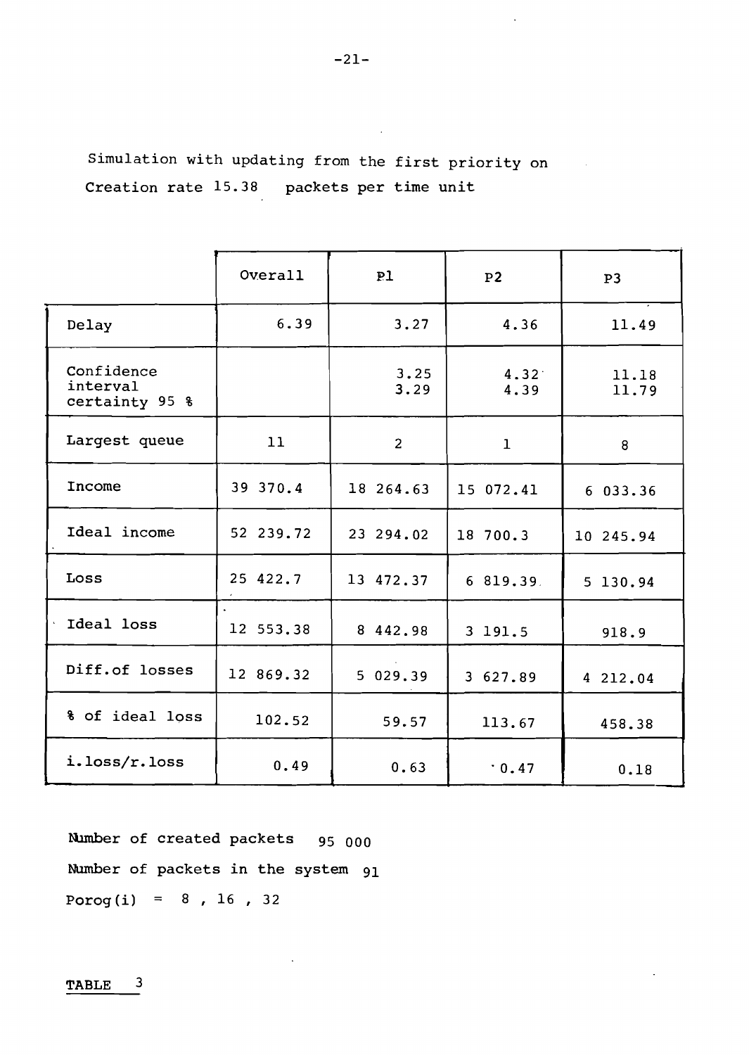Simulation with updating from the first priority on
Creation rate 15.38 packets per time unit

| | Overall | P1 | P2 | P3 |
|---|---|---|---|---|
| Delay | 6.39 | 3.27 | 4.36 | 11.49 |
| Confidence interval certainty 95 % | | 3.25<br>3.29 | 4.32<br>4.39 | 11.18<br>11.79 |
| Largest queue | 11 | 2 | 1 | 8 |
| Income | 39 370.4 | 18 264.63 | 15 072.41 | 6 033.36 |
| Ideal income | 52 239.72 | 23 294.02 | 18 700.3 | 10 245.94 |
| Loss | 25 422.7 | 13 472.37 | 6 819.39 | 5 130.94 |
| Ideal loss | 12 553.38 | 8 442.98 | 3 191.5 | 918.9 |
| Diff.of losses | 12 869.32 | 5 029.39 | 3 627.89 | 4 212.04 |
| % of ideal loss | 102.52 | 59.57 | 113.67 | 458.38 |
| i.loss/r.loss | 0.49 | 0.63 | 0.47 | 0.18 |

Number of created packets 95 000

Number of packets in the system 91

Porog(i) = 8 , 16 , 32

TABLE 3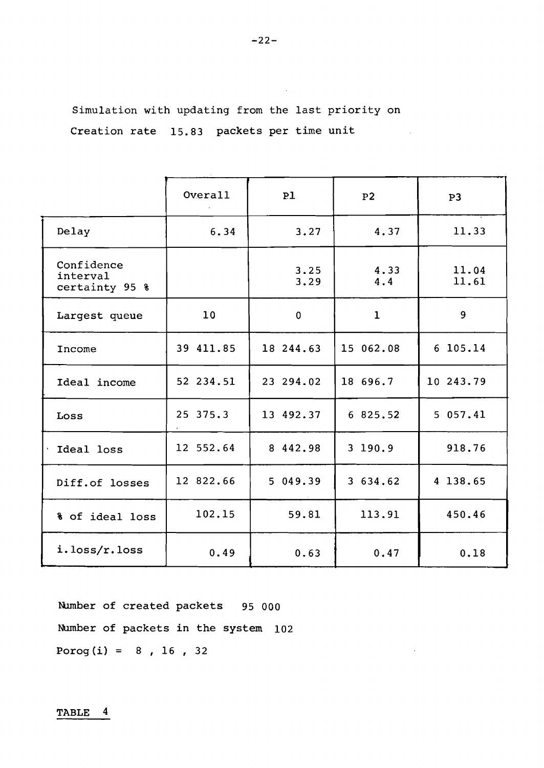Simulation with updating from the last priority on

Creation rate 15.83 packets per time unit

| | Overall | P1 | P2 | P3 |
|---|---|---|---|---|
| Delay | 6.34 | 3.27 | 4.37 | 11.33 |
| Confidence interval certainty 95 % | | 3.25<br>3.29 | 4.33<br>4.4 | 11.04<br>11.61 |
| Largest queue | 10 | 0 | 1 | 9 |
| Income | 39 411.85 | 18 244.63 | 15 062.08 | 6 105.14 |
| Ideal income | 52 234.51 | 23 294.02 | 18 696.7 | 10 243.79 |
| Loss | 25 375.3 | 13 492.37 | 6 825.52 | 5 057.41 |
| Ideal loss | 12 552.64 | 8 442.98 | 3 190.9 | 918.76 |
| Diff.of losses | 12 822.66 | 5 049.39 | 3 634.62 | 4 138.65 |
| % of ideal loss | 102.15 | 59.81 | 113.91 | 450.46 |
| i.loss/r.loss | 0.49 | 0.63 | 0.47 | 0.18 |

Number of created packets 95 000

Number of packets in the system 102

Porog(i) = 8 , 16 , 32

TABLE 4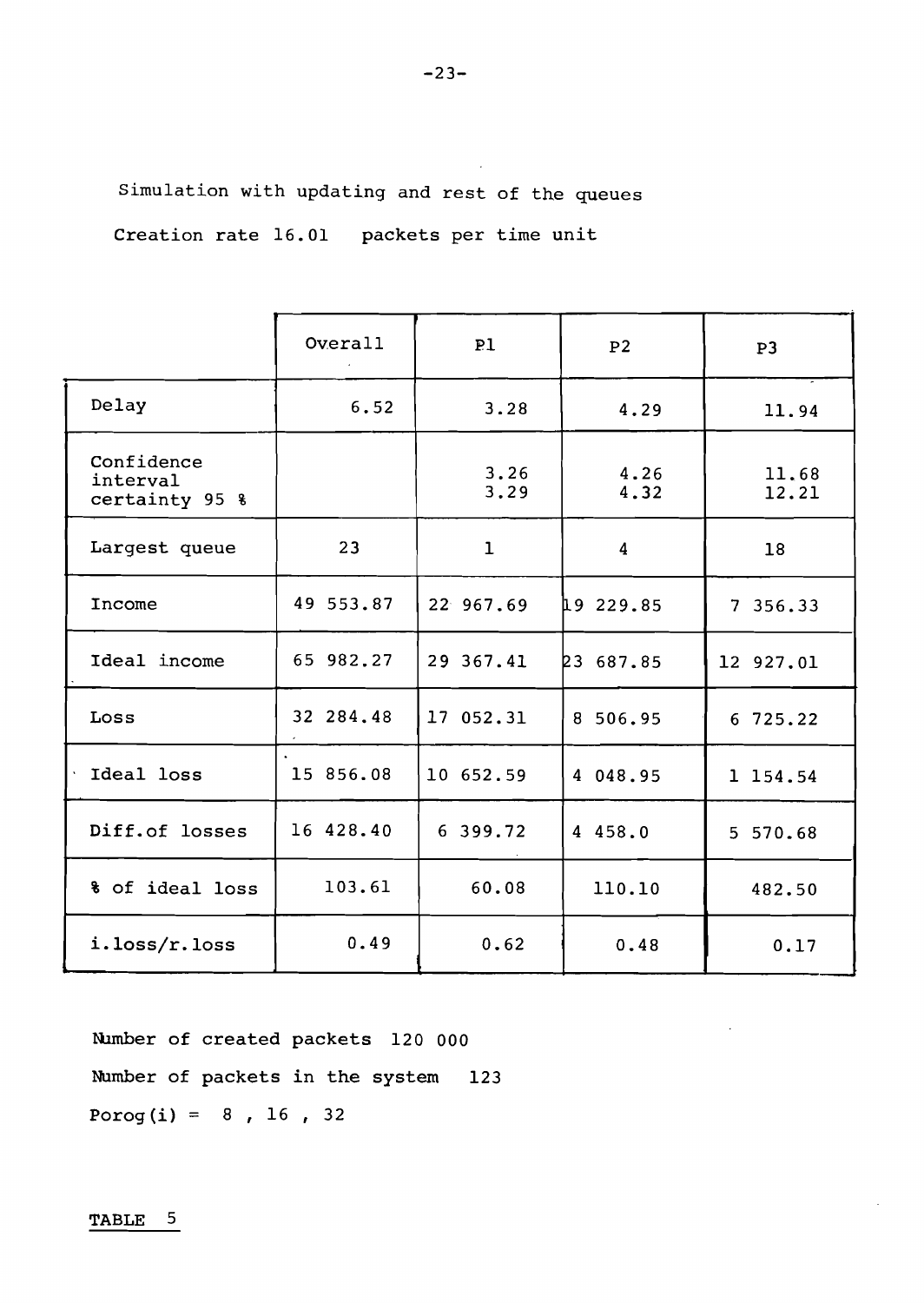Simulation with updating and rest of the queues

Creation rate 16.01 packets per time unit

| | Overall | P1 | P2 | P3 |
|---|---|---|---|---|
| Delay | 6.52 | 3.28 | 4.29 | 11.94 |
| Confidence interval certainty 95 % | | 3.26<br>3.29 | 4.26<br>4.32 | 11.68<br>12.21 |
| Largest queue | 23 | 1 | 4 | 18 |
| Income | 49 553.87 | 22 967.69 | 19 229.85 | 7 356.33 |
| Ideal income | 65 982.27 | 29 367.41 | 23 687.85 | 12 927.01 |
| Loss | 32 284.48 | 17 052.31 | 8 506.95 | 6 725.22 |
| Ideal loss | 15 856.08 | 10 652.59 | 4 048.95 | 1 154.54 |
| Diff.of losses | 16 428.40 | 6 399.72 | 4 458.0 | 5 570.68 |
| % of ideal loss | 103.61 | 60.08 | 110.10 | 482.50 |
| i.loss/r.loss | 0.49 | 0.62 | 0.48 | 0.17 |

Number of created packets 120 000

Number of packets in the system 123

Porog(i) = 8 , 16 , 32

TABLE 5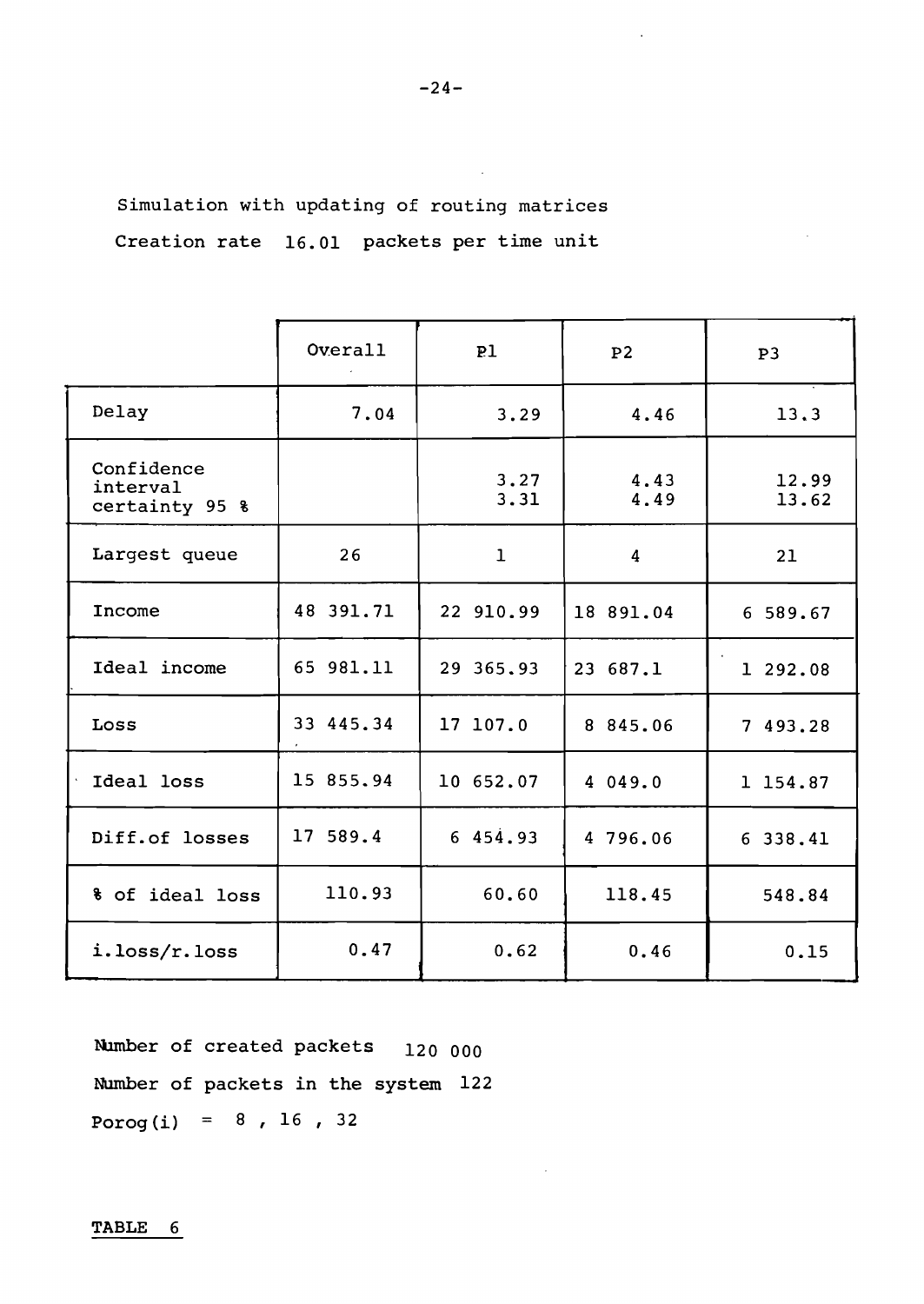Simulation with updating of routing matrices

Creation rate 16.01 packets per time unit

| | Overall | P1 | P2 | P3 |
|---|---|---|---|---|
| Delay | 7.04 | 3.29 | 4.46 | 13.3 |
| Confidence interval certainty 95 % | | 3.27<br>3.31 | 4.43<br>4.49 | 12.99<br>13.62 |
| Largest queue | 26 | 1 | 4 | 21 |
| Income | 48 391.71 | 22 910.99 | 18 891.04 | 6 589.67 |
| Ideal income | 65 981.11 | 29 365.93 | 23 687.1 | 1 292.08 |
| Loss | 33 445.34 | 17 107.0 | 8 845.06 | 7 493.28 |
| Ideal loss | 15 855.94 | 10 652.07 | 4 049.0 | 1 154.87 |
| Diff.of losses | 17 589.4 | 6 454.93 | 4 796.06 | 6 338.41 |
| % of ideal loss | 110.93 | 60.60 | 118.45 | 548.84 |
| i.loss/r.loss | 0.47 | 0.62 | 0.46 | 0.15 |

Number of created packets 120 000

Number of packets in the system 122

Porog(i) = 8 , 16 , 32

**TABLE 6**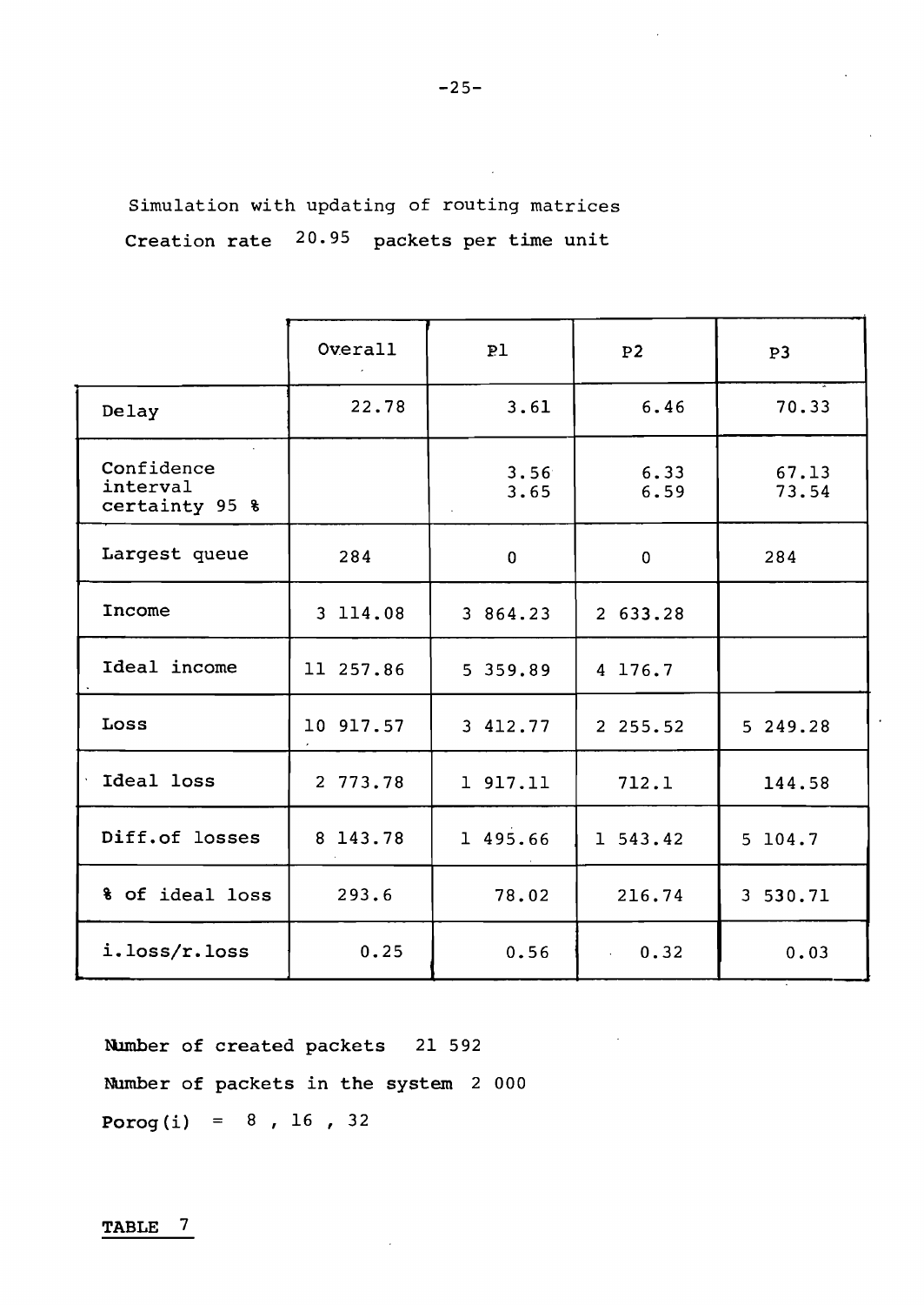Simulation with updating of routing matrices

Creation rate 20.95 packets per time unit

| | Overall | P1 | P2 | P3 |
|---|---|---|---|---|
| Delay | 22.78 | 3.61 | 6.46 | 70.33 |
| Confidence interval certainty 95 % | | 3.56<br>3.65 | 6.33<br>6.59 | 67.13<br>73.54 |
| Largest queue | 284 | 0 | 0 | 284 |
| Income | 3 114.08 | 3 864.23 | 2 633.28 | |
| Ideal income | 11 257.86 | 5 359.89 | 4 176.7 | |
| Loss | 10 917.57 | 3 412.77 | 2 255.52 | 5 249.28 |
| Ideal loss | 2 773.78 | 1 917.11 | 712.1 | 144.58 |
| Diff.of losses | 8 143.78 | 1 495.66 | 1 543.42 | 5 104.7 |
| % of ideal loss | 293.6 | 78.02 | 216.74 | 3 530.71 |
| i.loss/r.loss | 0.25 | 0.56 | 0.32 | 0.03 |

Number of created packets 21 592

Number of packets in the system 2 000

**Porog(i)** = 8 , 16 , 32

**TABLE 7**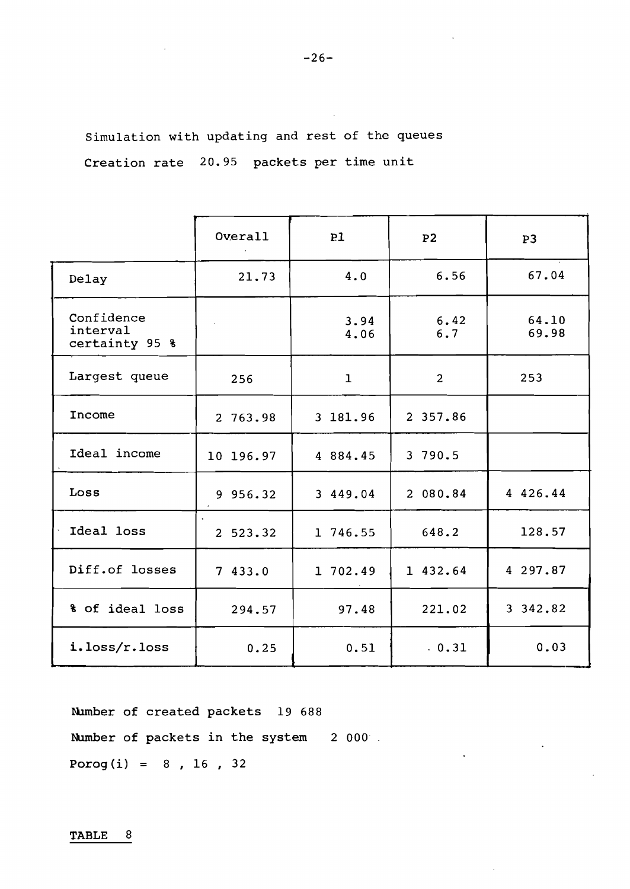Simulation with updating and rest of the queues

Creation rate 20.95 packets per time unit

| | Overall | P1 | P2 | P3 |
|---|---|---|---|---|
| Delay | 21.73 | 4.0 | 6.56 | 67.04 |
| Confidence interval certainty 95 % | | 3.94<br>4.06 | 6.42<br>6.7 | 64.10<br>69.98 |
| Largest queue | 256 | 1 | 2 | 253 |
| Income | 2 763.98 | 3 181.96 | 2 357.86 | |
| Ideal income | 10 196.97 | 4 884.45 | 3 790.5 | |
| Loss | 9 956.32 | 3 449.04 | 2 080.84 | 4 426.44 |
| Ideal loss | 2 523.32 | 1 746.55 | 648.2 | 128.57 |
| Diff.of losses | 7 433.0 | 1 702.49 | 1 432.64 | 4 297.87 |
| % of ideal loss | 294.57 | 97.48 | 221.02 | 3 342.82 |
| i.loss/r.loss | 0.25 | 0.51 | 0.31 | 0.03 |

Number of created packets 19 688

Number of packets in the system 2 000

Porog(i) = 8 , 16 , 32

TABLE 8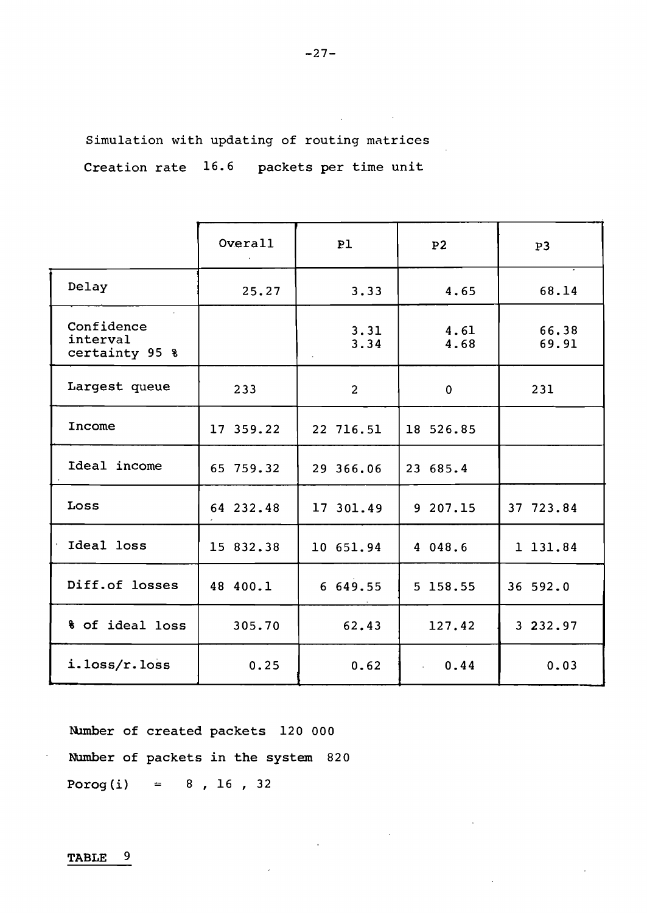Simulation with updating of routing matrices

Creation rate 16.6 packets per time unit

| | Overall | P1 | P2 | P3 |
|---|---|---|---|---|
| Delay | 25.27 | 3.33 | 4.65 | 68.14 |
| Confidence interval certainty 95 % | | 3.31<br>3.34 | 4.61<br>4.68 | 66.38<br>69.91 |
| Largest queue | 233 | 2 | 0 | 231 |
| Income | 17 359.22 | 22 716.51 | 18 526.85 | |
| Ideal income | 65 759.32 | 29 366.06 | 23 685.4 | |
| Loss | 64 232.48 | 17 301.49 | 9 207.15 | 37 723.84 |
| Ideal loss | 15 832.38 | 10 651.94 | 4 048.6 | 1 131.84 |
| Diff.of losses | 48 400.1 | 6 649.55 | 5 158.55 | 36 592.0 |
| % of ideal loss | 305.70 | 62.43 | 127.42 | 3 232.97 |
| i.loss/r.loss | 0.25 | 0.62 | 0.44 | 0.03 |

Number of created packets 120 000

Number of packets in the system 820

Porog(i) = 8 , 16 , 32

**TABLE 9**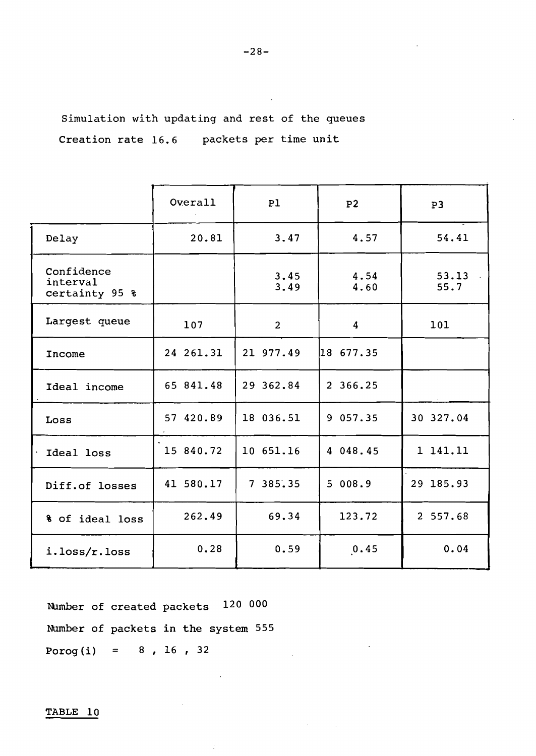Simulation with updating and rest of the queues

Creation rate 16.6 packets per time unit

| | Overall | P1 | P2 | P3 |
|---|---|---|---|---|
| Delay | 20.81 | 3.47 | 4.57 | 54.41 |
| Confidence interval certainty 95 % | | 3.45<br>3.49 | 4.54<br>4.60 | 53.13<br>55.7 |
| Largest queue | 107 | 2 | 4 | 101 |
| Income | 24 261.31 | 21 977.49 | 18 677.35 | |
| Ideal income | 65 841.48 | 29 362.84 | 2 366.25 | |
| Loss | 57 420.89 | 18 036.51 | 9 057.35 | 30 327.04 |
| Ideal loss | 15 840.72 | 10 651.16 | 4 048.45 | 1 141.11 |
| Diff.of losses | 41 580.17 | 7 385.35 | 5 008.9 | 29 185.93 |
| % of ideal loss | 262.49 | 69.34 | 123.72 | 2 557.68 |
| i.loss/r.loss | 0.28 | 0.59 | 0.45 | 0.04 |

Number of created packets 120 000

Number of packets in the system 555

Porog(i) = 8 , 16 , 32

TABLE 10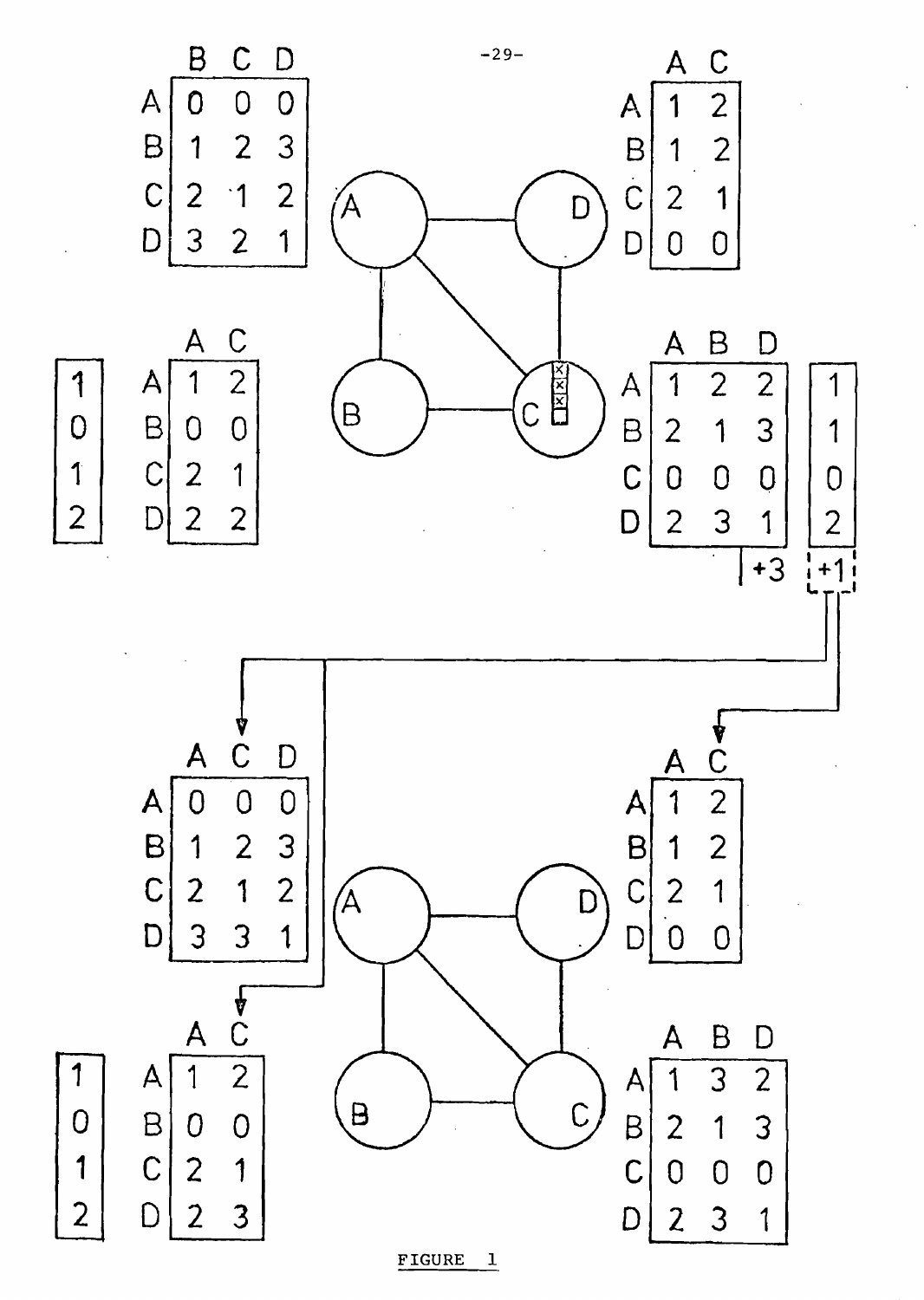| | B | C | D |
|---|---|---|---|
| A | 0 | 0 | 0 |
| B | 1 | 2 | 3 |
| C | 2 | 1 | 2 |
| D | 3 | 2 | 1 |

| | A | C |
|---|---|---|
| A | 1 | 2 |
| B | 1 | 2 |
| C | 2 | 1 |
| D | 0 | 0 |

| |
|---|
| 1 |
| 0 |
| 1 |
| 2 |

| | A | C |
|---|---|---|
| A | 1 | 2 |
| B | 0 | 0 |
| C | 2 | 1 |
| D | 2 | 2 |

| | A | B | D |
|---|---|---|---|
| A | 1 | 2 | 2 |
| B | 2 | 1 | 3 |
| C | 0 | 0 | 0 |
| D | 2 | 3 | 1 |

| |
|---|
| 1 |
| 1 |
| 0 |
| 2 |

+3 +1

| | A | C | D |
|---|---|---|---|
| A | 0 | 0 | 0 |
| B | 1 | 2 | 3 |
| C | 2 | 1 | 2 |
| D | 3 | 3 | 1 |

| | A | C |
|---|---|---|
| A | 1 | 2 |
| B | 1 | 2 |
| C | 2 | 1 |
| D | 0 | 0 |

| |
|---|
| 1 |
| 0 |
| 1 |
| 2 |

| | A | C |
|---|---|---|
| A | 1 | 2 |
| B | 0 | 0 |
| C | 2 | 1 |
| D | 2 | 3 |

| | A | B | D |
|---|---|---|---|
| A | 1 | 3 | 2 |
| B | 2 | 1 | 3 |
| C | 0 | 0 | 0 |
| D | 2 | 3 | 1 |

FIGURE 1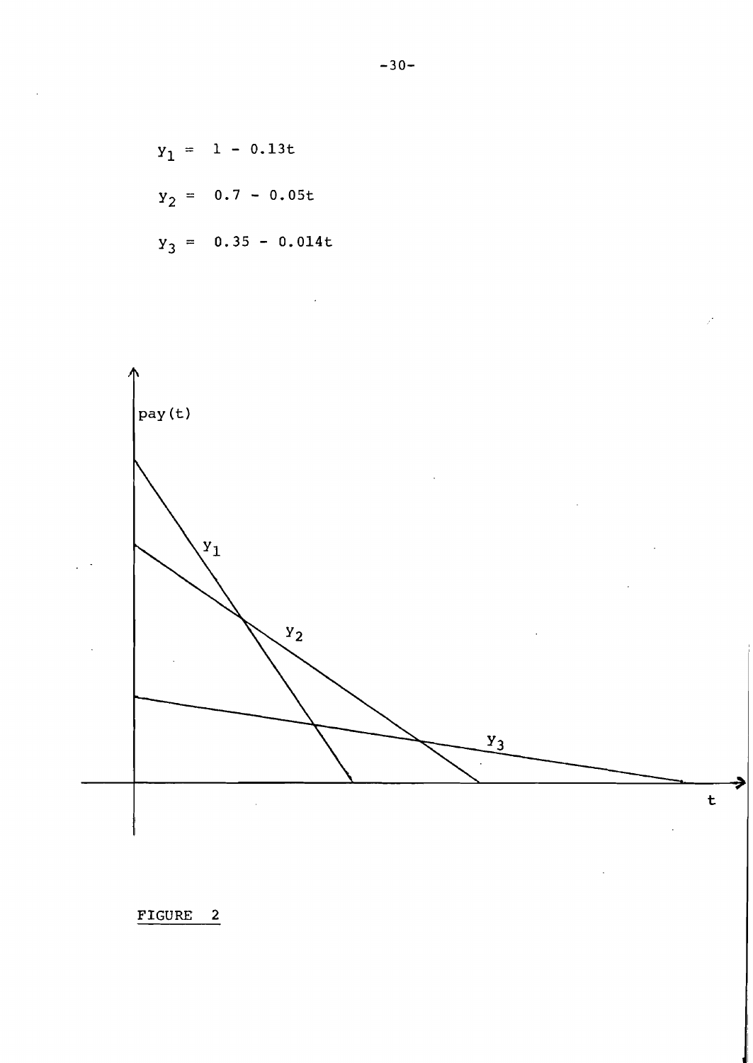$$y_1 = 1 - 0.13t$$

$$y_2 = 0.7 - 0.05t$$

$$y_3 = 0.35 - 0.014t$$

FIGURE 2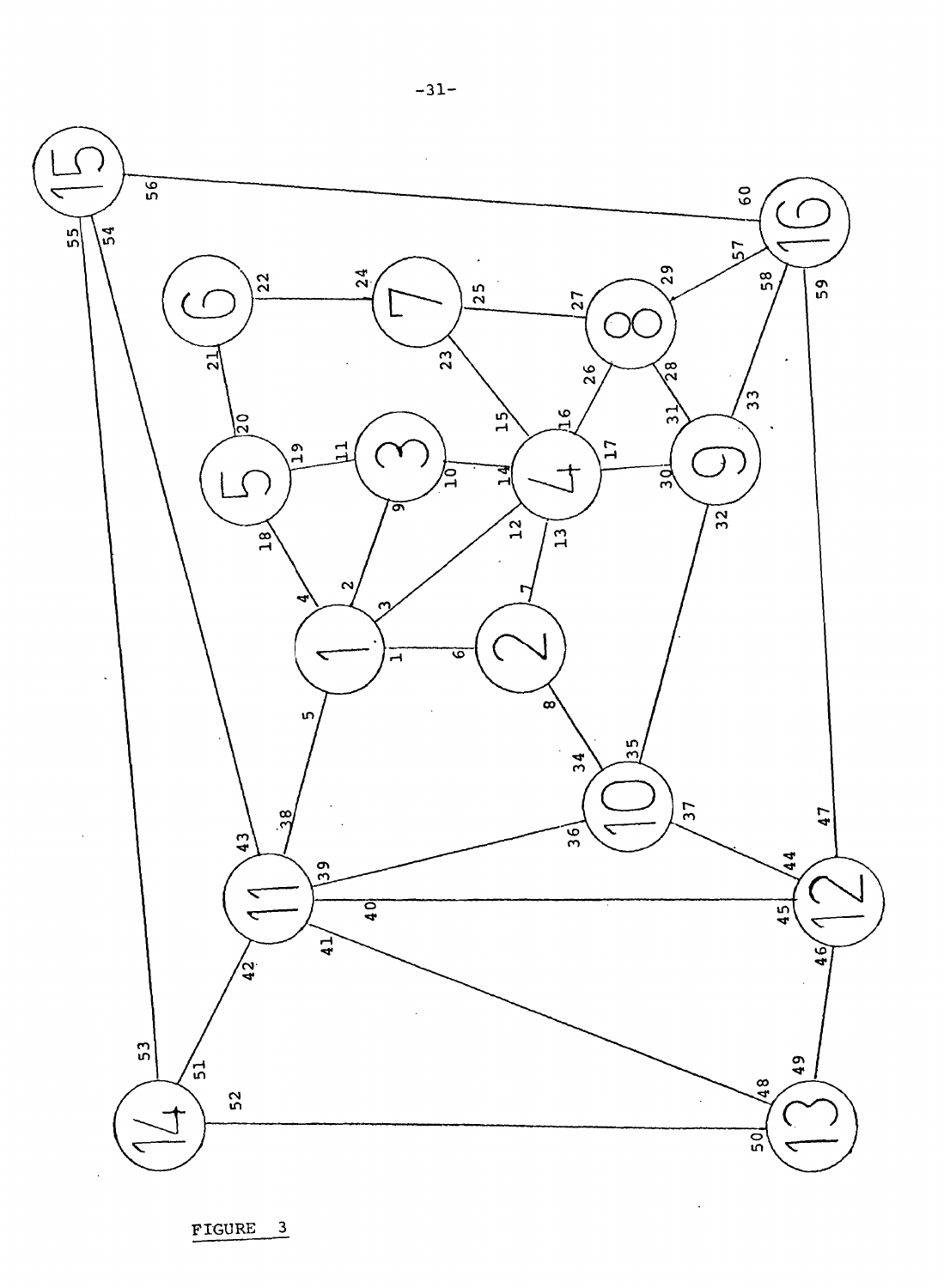FIGURE 3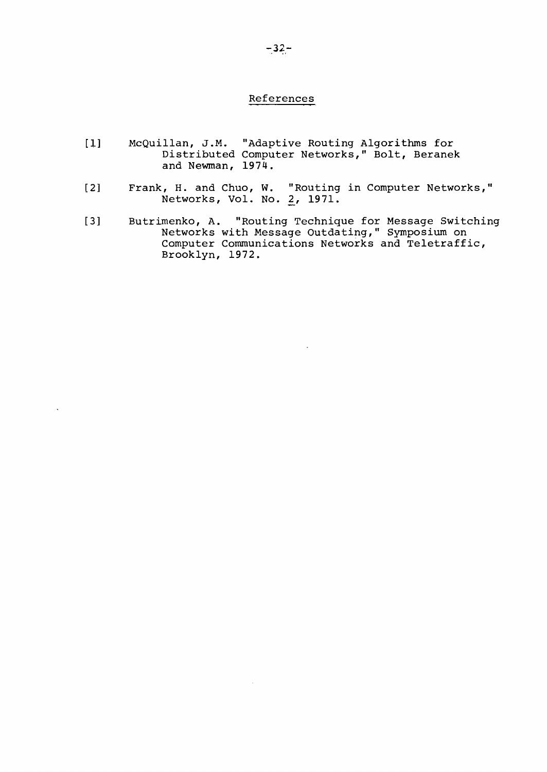# References

[1] McQuillan, J.M. "Adaptive Routing Algorithms for Distributed Computer Networks," Bolt, Beranek and Newman, 1974.

[2] Frank, H. and Chuo, W. "Routing in Computer Networks," Networks, Vol. No. 2, 1971.

[3] Butrimenko, A. "Routing Technique for Message Switching Networks with Message Outdating," Symposium on Computer Communications Networks and Teletraffic, Brooklyn, 1972.